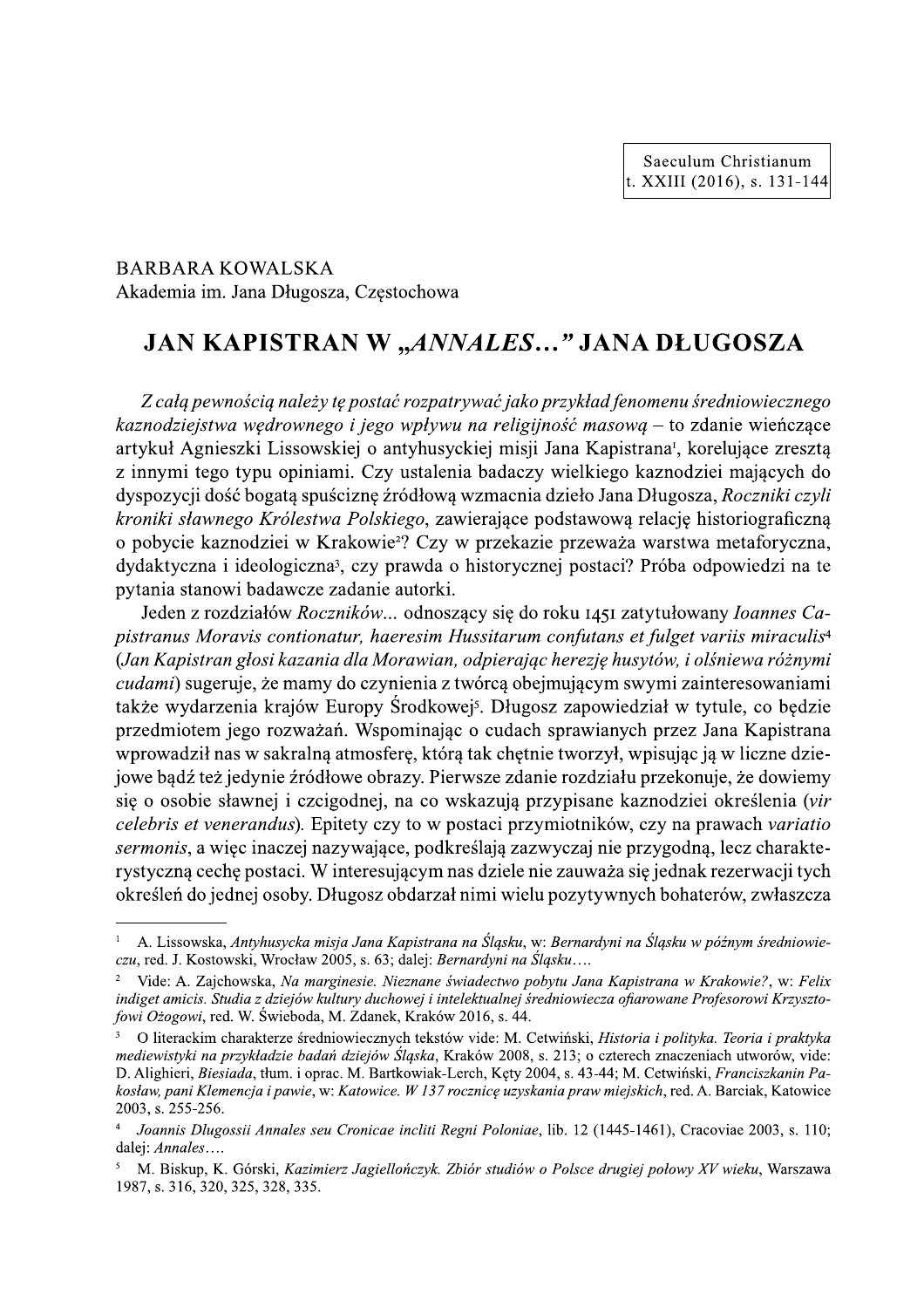BARBARA KOWALSKA
Akademia im. Jana Długosza, Częstochowa

# JAN KAPISTRAN W „*ANNALES…*" JANA DŁUGOSZA

*Z całą pewnością należy tę postać rozpatrywać jako przykład fenomenu średniowiecznego kaznodziejstwa wędrownego i jego wpływu na religijność masową* – to zdanie wieńczące artykuł Agnieszki Lissowskiej o antyhusyckiej misji Jana Kapistrana[1], korelujące zresztą z innymi tego typu opiniami. Czy ustalenia badaczy wielkiego kaznodziei mających do dyspozycji dość bogatą spuściznę źródłową wzmacnia dzieło Jana Długosza, *Roczniki czyli kroniki sławnego Królestwa Polskiego*, zawierające podstawową relację historiograficzną o pobycie kaznodziei w Krakowie[2]? Czy w przekazie przeważa warstwa metaforyczna, dydaktyczna i ideologiczna[3], czy prawda o historycznej postaci? Próba odpowiedzi na te pytania stanowi badawcze zadanie autorki.

Jeden z rozdziałów *Roczników*... odnoszący się do roku 1451 zatytułowany *Ioannes Capistranus Moravis contionatur, haeresim Hussitarum confutans et fulget variis miraculis*[4] (*Jan Kapistran głosi kazania dla Morawian, odpierając herezję husytów, i olśniewa różnymi cudami*) sugeruje, że mamy do czynienia z twórcą obejmującym swymi zainteresowaniami także wydarzenia krajów Europy Środkowej[5]. Długosz zapowiedział w tytule, co będzie przedmiotem jego rozważań. Wspominając o cudach sprawianych przez Jana Kapistrana wprowadził nas w sakralną atmosferę, którą tak chętnie tworzył, wpisując ją w liczne dziejowe bądź też jedynie źródłowe obrazy. Pierwsze zdanie rozdziału przekonuje, że dowiemy się o osobie sławnej i czcigodnej, na co wskazują przypisane kaznodziei określenia (*vir celebris et venerandus*). Epitety czy to w postaci przymiotników, czy na prawach *variatio sermonis*, a więc inaczej nazywające, podkreślają zazwyczaj nie przygodną, lecz charakterystyczną cechę postaci. W interesującym nas dziele nie zauważa się jednak rezerwacji tych określeń do jednej osoby. Długosz obdarzał nimi wielu pozytywnych bohaterów, zwłaszcza

---

[1] A. Lissowska, *Antyhusycka misja Jana Kapistrana na Śląsku*, w: *Bernardyni na Śląsku w późnym średniowieczu*, red. J. Kostowski, Wrocław 2005, s. 63; dalej: *Bernardyni na Śląsku*….

[2] Vide: A. Zajchowska, *Na marginesie. Nieznane świadectwo pobytu Jana Kapistrana w Krakowie?*, w: *Felix indiget amicis. Studia z dziejów kultury duchowej i intelektualnej średniowiecza ofiarowane Profesorowi Krzysztofowi Ożogowi*, red. W. Świeboda, M. Zdanek, Kraków 2016, s. 44.

[3] O literackim charakterze średniowiecznych tekstów vide: M. Cetwiński, *Historia i polityka. Teoria i praktyka mediewistyki na przykładzie badań dziejów Śląska*, Kraków 2008, s. 213; o czterech znaczeniach utworów, vide: D. Alighieri, *Biesiada*, tłum. i oprac. M. Bartkowiak-Lerch, Kęty 2004, s. 43-44; M. Cetwiński, *Franciszkanin Pakosław, pani Klemencja i pawie*, w: *Katowice. W 137 rocznicę uzyskania praw miejskich*, red. A. Barciak, Katowice 2003, s. 255-256.

[4] *Joannis Dlugossii Annales seu Cronicae incliti Regni Poloniae*, lib. 12 (1445-1461), Cracoviae 2003, s. 110; dalej: *Annales*….

[5] M. Biskup, K. Górski, *Kazimierz Jagiellończyk. Zbiór studiów o Polsce drugiej połowy XV wieku*, Warszawa 1987, s. 316, 320, 325, 328, 335.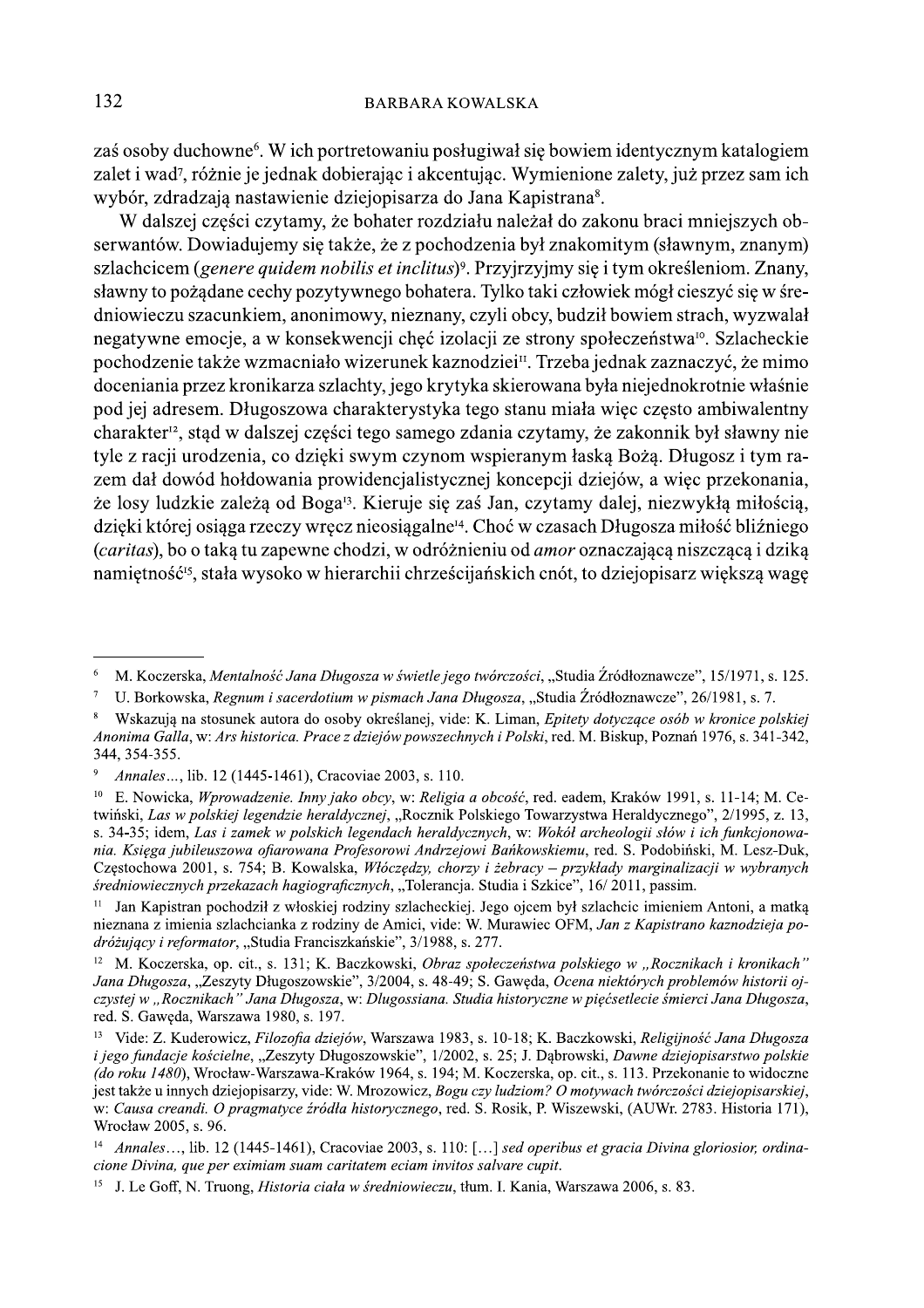zaś osoby duchowne[6]. W ich portretowaniu posługiwał się bowiem identycznym katalogiem zalet i wad[7], różnie je jednak dobierając i akcentując. Wymienione zalety, już przez sam ich wybór, zdradzają nastawienie dziejopisarza do Jana Kapistrana[8].

W dalszej części czytamy, że bohater rozdziału należał do zakonu braci mniejszych obserwantów. Dowiadujemy się także, że z pochodzenia był znakomitym (sławnym, znanym) szlachcicem (*genere quidem nobilis et inclitus*)[9]. Przyjrzyjmy się i tym określeniom. Znany, sławny to pożądane cechy pozytywnego bohatera. Tylko taki człowiek mógł cieszyć się w średniowieczu szacunkiem, anonimowy, nieznany, czyli obcy, budził bowiem strach, wyzwalał negatywne emocje, a w konsekwencji chęć izolacji ze strony społeczeństwa[10]. Szlacheckie pochodzenie także wzmacniało wizerunek kaznodziei[11]. Trzeba jednak zaznaczyć, że mimo doceniania przez kronikarza szlachty, jego krytyka skierowana była niejednokrotnie właśnie pod jej adresem. Długoszowa charakterystyka tego stanu miała więc często ambiwalentny charakter[12], stąd w dalszej części tego samego zdania czytamy, że zakonnik był sławny nie tyle z racji urodzenia, co dzięki swym czynom wspieranym łaską Bożą. Długosz i tym razem dał dowód hołdowania prowidencjalistycznej koncepcji dziejów, a więc przekonania, że losy ludzkie zależą od Boga[13]. Kieruje się zaś Jan, czytamy dalej, niezwykłą miłością, dzięki której osiąga rzeczy wręcz nieosiągalne[14]. Choć w czasach Długosza miłość bliźniego (*caritas*), bo o taką tu zapewne chodzi, w odróżnieniu od *amor* oznaczającą niszczącą i dziką namiętność[15], stała wysoko w hierarchii chrześcijańskich cnót, to dziejopisarz większą wagę

---

[6] M. Koczerska, *Mentalność Jana Długosza w świetle jego twórczości*, „Studia Źródłoznawcze", 15/1971, s. 125.

[7] U. Borkowska, *Regnum i sacerdotium w pismach Jana Długosza*, „Studia Źródłoznawcze", 26/1981, s. 7.

[8] Wskazują na stosunek autora do osoby określanej, vide: K. Liman, *Epitety dotyczące osób w kronice polskiej Anonima Galla*, w: *Ars historica. Prace z dziejów powszechnych i Polski*, red. M. Biskup, Poznań 1976, s. 341-342, 344, 354-355.

[9] *Annales...*, lib. 12 (1445-1461), Cracoviae 2003, s. 110.

[10] E. Nowicka, *Wprowadzenie. Inny jako obcy*, w: *Religia a obcość*, red. eadem, Kraków 1991, s. 11-14; M. Cetwiński, *Las w polskiej legendzie heraldycznej*, „Rocznik Polskiego Towarzystwa Heraldycznego", 2/1995, z. 13, s. 34-35; idem, *Las i zamek w polskich legendach heraldycznych*, w: *Wokół archeologii słów i ich funkcjonowania. Księga jubileuszowa ofiarowana Profesorowi Andrzejowi Bańkowskiemu*, red. S. Podobiński, M. Lesz-Duk, Częstochowa 2001, s. 754; B. Kowalska, *Włóczędzy, chorzy i żebracy – przykłady marginalizacji w wybranych średniowiecznych przekazach hagiograficznych*, „Tolerancja. Studia i Szkice", 16/ 2011, passim.

[11] Jan Kapistran pochodził z włoskiej rodziny szlacheckiej. Jego ojcem był szlachcic imieniem Antoni, a matką nieznana z imienia szlachcianka z rodziny de Amici, vide: W. Murawiec OFM, *Jan z Kapistrano kaznodzieja podróżujący i reformator*, „Studia Franciszkańskie", 3/1988, s. 277.

[12] M. Koczerska, op. cit., s. 131; K. Baczkowski, *Obraz społeczeństwa polskiego w „Rocznikach i kronikach" Jana Długosza*, „Zeszyty Długoszowskie", 3/2004, s. 48-49; S. Gawęda, *Ocena niektórych problemów historii ojczystej w „Rocznikach" Jana Długosza*, w: *Dlugossiana. Studia historyczne w pięćsetlecie śmierci Jana Długosza*, red. S. Gawęda, Warszawa 1980, s. 197.

[13] Vide: Z. Kuderowicz, *Filozofia dziejów*, Warszawa 1983, s. 10-18; K. Baczkowski, *Religijność Jana Długosza i jego fundacje kościelne*, „Zeszyty Długoszowskie", 1/2002, s. 25; J. Dąbrowski, *Dawne dziejopisarstwo polskie (do roku 1480)*, Wrocław-Warszawa-Kraków 1964, s. 194; M. Koczerska, op. cit., s. 113. Przekonanie to widoczne jest także u innych dziejopisarzy, vide: W. Mrozowicz, *Bogu czy ludziom? O motywach twórczości dziejopisarskiej*, w: *Causa creandi. O pragmatyce źródła historycznego*, red. S. Rosik, P. Wiszewski, (AUWr. 2783. Historia 171), Wrocław 2005, s. 96.

[14] *Annales...*, lib. 12 (1445-1461), Cracoviae 2003, s. 110: [...] *sed operibus et gracia Divina gloriosior, ordinacione Divina, que per eximiam suam caritatem eciam invitos salvare cupit.*

[15] J. Le Goff, N. Truong, *Historia ciała w średniowieczu*, tłum. I. Kania, Warszawa 2006, s. 83.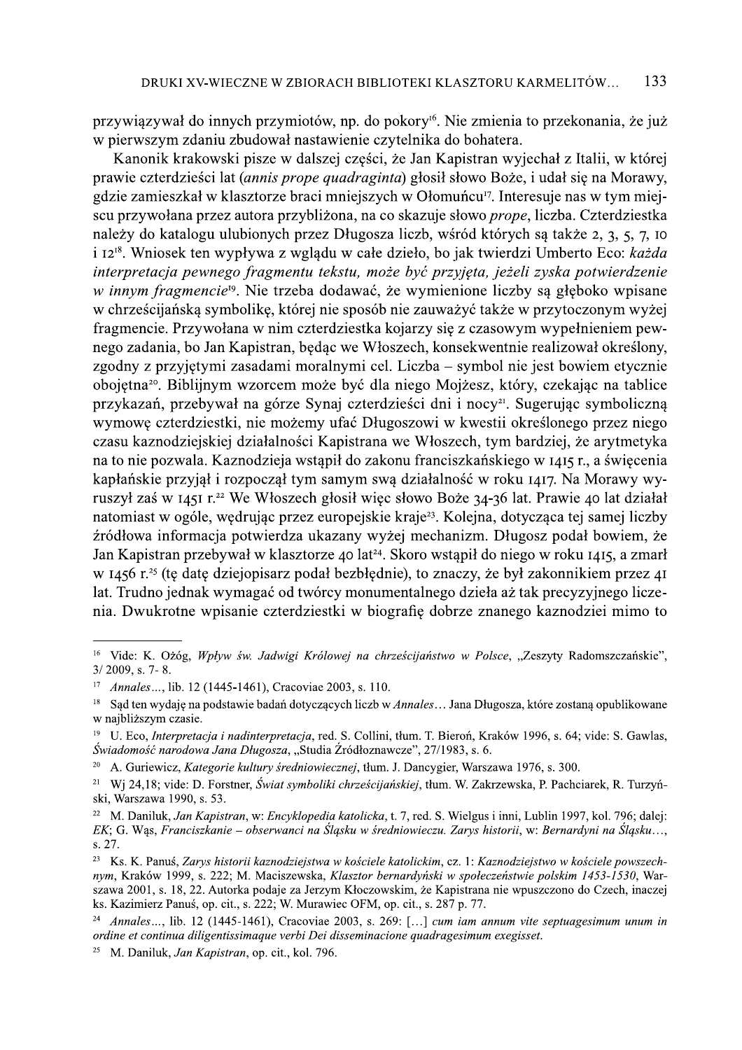przywiązywał do innych przymiotów, np. do pokory[16]. Nie zmienia to przekonania, że już w pierwszym zdaniu zbudował nastawienie czytelnika do bohatera.

Kanonik krakowski pisze w dalszej części, że Jan Kapistran wyjechał z Italii, w której prawie czterdzieści lat (*annis prope quadraginta*) głosił słowo Boże, i udał się na Morawy, gdzie zamieszkał w klasztorze braci mniejszych w Ołomuńcu[17]. Interesuje nas w tym miejscu przywołana przez autora przybliżona, na co skazuje słowo *prope*, liczba. Czterdziestka należy do katalogu ulubionych przez Długosza liczb, wśród których są także 2, 3, 5, 7, 10 i 12[18]. Wniosek ten wypływa z wglądu w całe dzieło, bo jak twierdzi Umberto Eco: *każda interpretacja pewnego fragmentu tekstu, może być przyjęta, jeżeli zyska potwierdzenie w innym fragmencie*[19]. Nie trzeba dodawać, że wymienione liczby są głęboko wpisane w chrześcijańską symbolikę, której nie sposób nie zauważyć także w przytoczonym wyżej fragmencie. Przywołana w nim czterdziestka kojarzy się z czasowym wypełnieniem pewnego zadania, bo Jan Kapistran, będąc we Włoszech, konsekwentnie realizował określony, zgodny z przyjętymi zasadami moralnymi cel. Liczba – symbol nie jest bowiem etycznie obojętna[20]. Biblijnym wzorcem może być dla niego Mojżesz, który, czekając na tablice przykazań, przebywał na górze Synaj czterdzieści dni i nocy[21]. Sugerując symboliczną wymowę czterdziestki, nie możemy ufać Długoszowi w kwestii określonego przez niego czasu kaznodziejskiej działalności Kapistrana we Włoszech, tym bardziej, że arytmetyka na to nie pozwala. Kaznodzieja wstąpił do zakonu franciszkańskiego w 1415 r., a święcenia kapłańskie przyjął i rozpoczął tym samym swą działalność w roku 1417. Na Morawy wyruszył zaś w 1451 r.[22] We Włoszech głosił więc słowo Boże 34-36 lat. Prawie 40 lat działał natomiast w ogóle, wędrując przez europejskie kraje[23]. Kolejna, dotycząca tej samej liczby źródłowa informacja potwierdza ukazany wyżej mechanizm. Długosz podał bowiem, że Jan Kapistran przebywał w klasztorze 40 lat[24]. Skoro wstąpił do niego w roku 1415, a zmarł w 1456 r.[25] (tę datę dziejopisarz podał bezbłędnie), to znaczy, że był zakonnikiem przez 41 lat. Trudno jednak wymagać od twórcy monumentalnego dzieła aż tak precyzyjnego liczenia. Dwukrotne wpisanie czterdziestki w biografię dobrze znanego kaznodziei mimo to

---

[16] Vide: K. Ożóg, *Wpływ św. Jadwigi Królowej na chrześcijaństwo w Polsce*, „Zeszyty Radomszczańskie", 3/ 2009, s. 7- 8.

[17] *Annales*..., lib. 12 (1445-1461), Cracoviae 2003, s. 110.

[18] Sąd ten wydaję na podstawie badań dotyczących liczb w *Annales*... Jana Długosza, które zostaną opublikowane w najbliższym czasie.

[19] U. Eco, *Interpretacja i nadinterpretacja*, red. S. Collini, tłum. T. Bieroń, Kraków 1996, s. 64; vide: S. Gawlas, *Świadomość narodowa Jana Długosza*, „Studia Źródłoznawcze", 27/1983, s. 6.

[20] A. Guriewicz, *Kategorie kultury średniowiecznej*, tłum. J. Dancygier, Warszawa 1976, s. 300.

[21] Wj 24,18; vide: D. Forstner, *Świat symboliki chrześcijańskiej*, tłum. W. Zakrzewska, P. Pachciarek, R. Turzyński, Warszawa 1990, s. 53.

[22] M. Daniluk, *Jan Kapistran*, w: *Encyklopedia katolicka*, t. 7, red. S. Wielgus i inni, Lublin 1997, kol. 796; dalej: *EK*; G. Wąs, *Franciszkanie – obserwanci na Śląsku w średniowieczu. Zarys historii*, w: *Bernardyni na Śląsku*..., s. 27.

[23] Ks. K. Panuś, *Zarys historii kaznodziejstwa w kościele katolickim*, cz. 1: *Kaznodziejstwo w kościele powszechnym*, Kraków 1999, s. 222; M. Maciszewska, *Klasztor bernardyński w społeczeństwie polskim 1453-1530*, Warszawa 2001, s. 18, 22. Autorka podaje za Jerzym Kłoczowskim, że Kapistrana nie wpuszczono do Czech, inaczej ks. Kazimierz Panuś, op. cit., s. 222; W. Murawiec OFM, op. cit., s. 287 p. 77.

[24] *Annales*..., lib. 12 (1445-1461), Cracoviae 2003, s. 269: [...] *cum iam annum vite septuagesimum unum in ordine et continua diligentissimaque verbi Dei disseminacione quadragesimum exegisset.*

[25] M. Daniluk, *Jan Kapistran*, op. cit., kol. 796.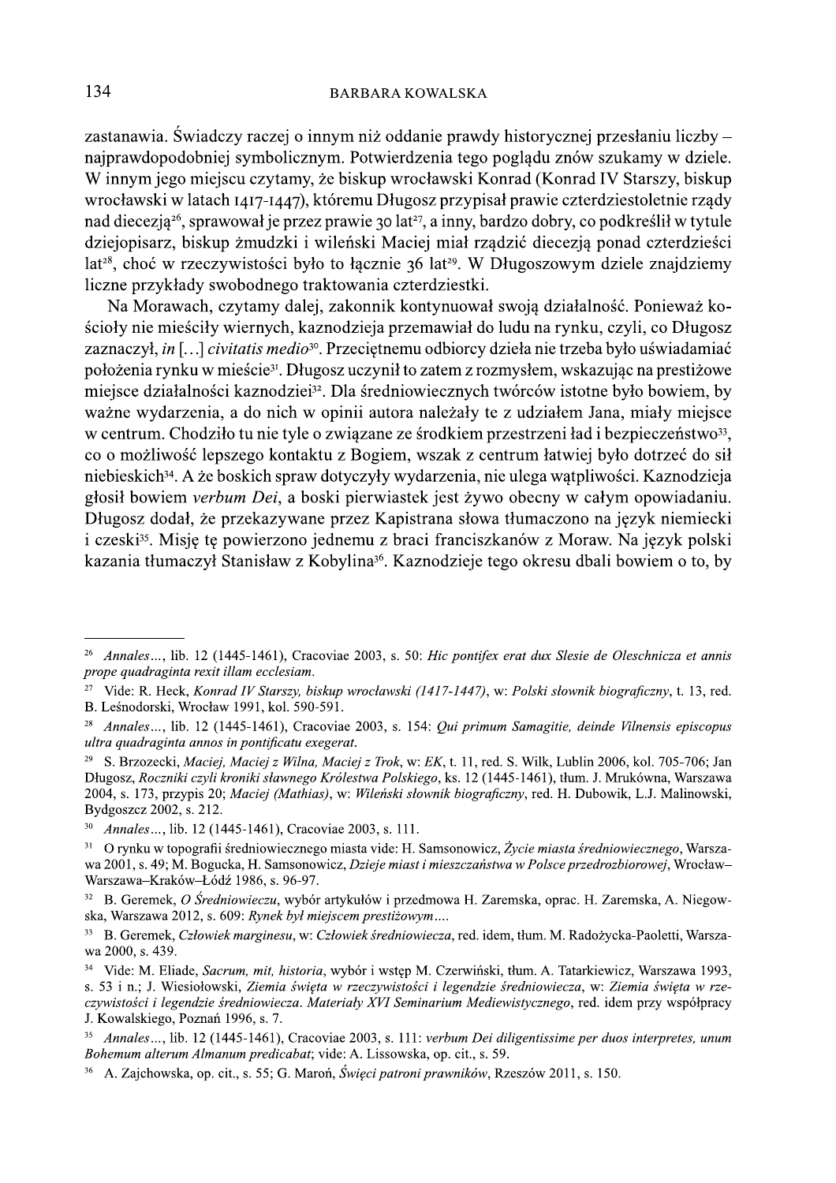zastanawia. Świadczy raczej o innym niż oddanie prawdy historycznej przesłaniu liczby – najprawdopodobniej symbolicznym. Potwierdzenia tego poglądu znów szukamy w dziele. W innym jego miejscu czytamy, że biskup wrocławski Konrad (Konrad IV Starszy, biskup wrocławski w latach 1417-1447), któremu Długosz przypisał prawie czterdziestoletnie rządy nad diecezją[26], sprawował je przez prawie 30 lat[27], a inny, bardzo dobry, co podkreślił w tytule dziejopisarz, biskup żmudzki i wileński Maciej miał rządzić diecezją ponad czterdzieści lat[28], choć w rzeczywistości było to łącznie 36 lat[29]. W Długoszowym dziele znajdziemy liczne przykłady swobodnego traktowania czterdziestki.

Na Morawach, czytamy dalej, zakonnik kontynuował swoją działalność. Ponieważ kościoły nie mieściły wiernych, kaznodzieja przemawiał do ludu na rynku, czyli, co Długosz zaznaczył, *in* [...] *civitatis medio*[30]. Przeciętnemu odbiorcy dzieła nie trzeba było uświadamiać położenia rynku w mieście[31]. Długosz uczynił to zatem z rozmysłem, wskazując na prestiżowe miejsce działalności kaznodziei[32]. Dla średniowiecznych twórców istotne było bowiem, by ważne wydarzenia, a do nich w opinii autora należały te z udziałem Jana, miały miejsce w centrum. Chodziło tu nie tyle o związane ze środkiem przestrzeni ład i bezpieczeństwo[33], co o możliwość lepszego kontaktu z Bogiem, wszak z centrum łatwiej było dotrzeć do sił niebieskich[34]. A że boskich spraw dotyczyły wydarzenia, nie ulega wątpliwości. Kaznodzieja głosił bowiem *verbum Dei*, a boski pierwiastek jest żywo obecny w całym opowiadaniu. Długosz dodał, że przekazywane przez Kapistrana słowa tłumaczono na język niemiecki i czeski[35]. Misję tę powierzono jednemu z braci franciszkanów z Moraw. Na język polski kazania tłumaczył Stanisław z Kobylina[36]. Kaznodzieje tego okresu dbali bowiem o to, by

---

[26] *Annales...*, lib. 12 (1445-1461), Cracoviae 2003, s. 50: *Hic pontifex erat dux Slesie de Oleschnicza et annis prope quadraginta rexit illam ecclesiam.*

[27] Vide: R. Heck, *Konrad IV Starszy, biskup wrocławski (1417-1447)*, w: *Polski słownik biograficzny*, t. 13, red. B. Leśnodorski, Wrocław 1991, kol. 590-591.

[28] *Annales...*, lib. 12 (1445-1461), Cracoviae 2003, s. 154: *Qui primum Samagitie, deinde Vilnensis episcopus ultra quadraginta annos in pontificatu exegerat.*

[29] S. Brzozecki, *Maciej, Maciej z Wilna, Maciej z Trok*, w: *EK*, t. 11, red. S. Wilk, Lublin 2006, kol. 705-706; Jan Długosz, *Roczniki czyli kroniki sławnego Królestwa Polskiego*, ks. 12 (1445-1461), tłum. J. Mrukówna, Warszawa 2004, s. 173, przypis 20; *Maciej (Mathias)*, w: *Wileński słownik biograficzny*, red. H. Dubowik, L.J. Malinowski, Bydgoszcz 2002, s. 212.

[30] *Annales...*, lib. 12 (1445-1461), Cracoviae 2003, s. 111.

[31] O rynku w topografii średniowiecznego miasta vide: H. Samsonowicz, *Życie miasta średniowiecznego*, Warszawa 2001, s. 49; M. Bogucka, H. Samsonowicz, *Dzieje miast i mieszczaństwa w Polsce przedrozbiorowej*, Wrocław–Warszawa–Kraków–Łódź 1986, s. 96-97.

[32] B. Geremek, *O Średniowieczu*, wybór artykułów i przedmowa H. Zaremska, oprac. H. Zaremska, A. Niegowska, Warszawa 2012, s. 609: *Rynek był miejscem prestiżowym....*

[33] B. Geremek, *Człowiek marginesu*, w: *Człowiek średniowiecza*, red. idem, tłum. M. Radożycka-Paoletti, Warszawa 2000, s. 439.

[34] Vide: M. Eliade, *Sacrum, mit, historia*, wybór i wstęp M. Czerwiński, tłum. A. Tatarkiewicz, Warszawa 1993, s. 53 i n.; J. Wiesiołowski, *Ziemia święta w rzeczywistości i legendzie średniowiecza*, w: *Ziemia święta w rzeczywistości i legendzie średniowiecza. Materiały XVI Seminarium Mediewistycznego*, red. idem przy współpracy J. Kowalskiego, Poznań 1996, s. 7.

[35] *Annales...*, lib. 12 (1445-1461), Cracoviae 2003, s. 111: *verbum Dei diligentissime per duos interpretes, unum Bohemum alterum Almanum predicabat*; vide: A. Lissowska, op. cit., s. 59.

[36] A. Zajchowska, op. cit., s. 55; G. Maroń, *Święci patroni prawników*, Rzeszów 2011, s. 150.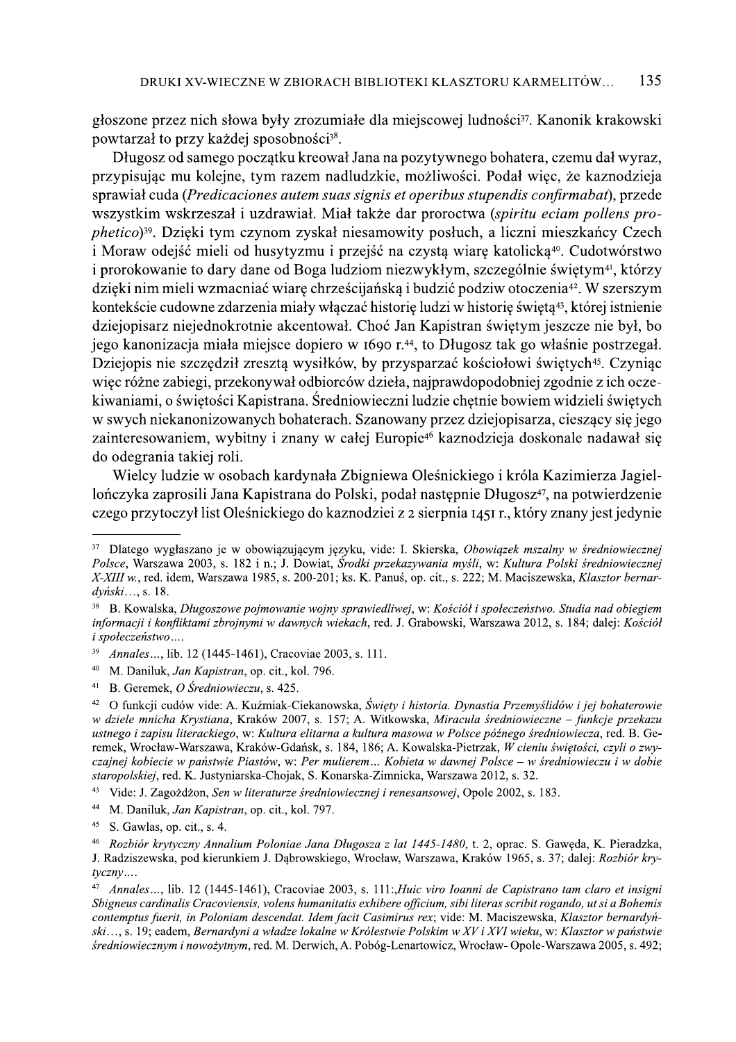głoszone przez nich słowa były zrozumiałe dla miejscowej ludności[37]. Kanonik krakowski powtarzał to przy każdej sposobności[38].

Długosz od samego początku kreował Jana na pozytywnego bohatera, czemu dał wyraz, przypisując mu kolejne, tym razem nadludzkie, możliwości. Podał więc, że kaznodzieja sprawiał cuda (*Predicaciones autem suas signis et operibus stupendis confirmabat*), przede wszystkim wskrzeszał i uzdrawiał. Miał także dar proroctwa (*spiritu eciam pollens prophetico*)[39]. Dzięki tym czynom zyskał niesamowity posłuch, a liczni mieszkańcy Czech i Moraw odejść mieli od husytyzmu i przejść na czystą wiarę katolicką[40]. Cudotwórstwo i prorokowanie to dary dane od Boga ludziom niezwykłym, szczególnie świętym[41], którzy dzięki nim mieli wzmacniać wiarę chrześcijańską i budzić podziw otoczenia[42]. W szerszym kontekście cudowne zdarzenia miały włączać historię ludzi w historię świętą[43], której istnienie dziejopisarz niejednokrotnie akcentował. Choć Jan Kapistran świętym jeszcze nie był, bo jego kanonizacja miała miejsce dopiero w 1690 r.[44], to Długosz tak go właśnie postrzegał. Dziejopis nie szczędził zresztą wysiłków, by przysparzać kościołowi świętych[45]. Czyniąc więc różne zabiegi, przekonywał odbiorców dzieła, najprawdopodobniej zgodnie z ich oczekiwaniami, o świętości Kapistrana. Średniowieczni ludzie chętnie bowiem widzieli świętych w swych niekanonizowanych bohaterach. Szanowany przez dziejopisarza, cieszący się jego zainteresowaniem, wybitny i znany w całej Europie[46] kaznodzieja doskonale nadawał się do odegrania takiej roli.

Wielcy ludzie w osobach kardynała Zbigniewa Oleśnickiego i króla Kazimierza Jagiellończyka zaprosili Jana Kapistrana do Polski, podał następnie Długosz[47], na potwierdzenie czego przytoczył list Oleśnickiego do kaznodziei z 2 sierpnia 1451 r., który znany jest jedynie

---

[37] Dlatego wygłaszano je w obowiązującym języku, vide: I. Skierska, *Obowiązek mszalny w średniowiecznej Polsce*, Warszawa 2003, s. 182 i n.; J. Dowiat, *Środki przekazywania myśli*, w: *Kultura Polski średniowiecznej X-XIII w.*, red. idem, Warszawa 1985, s. 200-201; ks. K. Panuś, op. cit., s. 222; M. Maciszewska, *Klasztor bernardyński*…, s. 18.

[38] B. Kowalska, *Długoszowe pojmowanie wojny sprawiedliwej*, w: *Kościół i społeczeństwo. Studia nad obiegiem informacji i konfliktami zbrojnymi w dawnych wiekach*, red. J. Grabowski, Warszawa 2012, s. 184; dalej: *Kościół i społeczeństwo*….

[39] *Annales*…, lib. 12 (1445-1461), Cracoviae 2003, s. 111.

[40] M. Daniluk, *Jan Kapistran*, op. cit., kol. 796.

[41] B. Geremek, *O Średniowieczu*, s. 425.

[42] O funkcji cudów vide: A. Kuźmiak-Ciekanowska, *Święty i historia. Dynastia Przemyślidów i jej bohaterowie w dziele mnicha Krystiana*, Kraków 2007, s. 157; A. Witkowska, *Miracula średniowieczne – funkcje przekazu ustnego i zapisu literackiego*, w: *Kultura elitarna a kultura masowa w Polsce późnego średniowiecza*, red. B. Geremek, Wrocław-Warszawa, Kraków-Gdańsk, s. 184, 186; A. Kowalska-Pietrzak, *W cieniu świętości, czyli o zwyczajnej kobiecie w państwie Piastów*, w: *Per mulierem… Kobieta w dawnej Polsce – w średniowieczu i w dobie staropolskiej*, red. K. Justyniarska-Chojak, S. Konarska-Zimnicka, Warszawa 2012, s. 32.

[43] Vide: J. Zagożdżon, *Sen w literaturze średniowiecznej i renesansowej*, Opole 2002, s. 183.

[44] M. Daniluk, *Jan Kapistran*, op. cit., kol. 797.

[45] S. Gawlas, op. cit., s. 4.

[46] *Rozbiór krytyczny Annalium Poloniae Jana Długosza z lat 1445-1480*, t. 2, oprac. S. Gawęda, K. Pieradzka, J. Radziszewska, pod kierunkiem J. Dąbrowskiego, Wrocław, Warszawa, Kraków 1965, s. 37; dalej: *Rozbiór krytyczny*….

[47] *Annales*…, lib. 12 (1445-1461), Cracoviae 2003, s. 111:,*Huic viro Ioanni de Capistrano tam claro et insigni Sbigneus cardinalis Cracoviensis, volens humanitatis exhibere officium, sibi literas scribit rogando, ut si a Bohemis contemptus fuerit, in Poloniam descendat. Idem facit Casimirus rex*; vide: M. Maciszewska, *Klasztor bernardyński*…, s. 19; eadem, *Bernardyni a władze lokalne w Królestwie Polskim w XV i XVI wieku*, w: *Klasztor w państwie średniowiecznym i nowożytnym*, red. M. Derwich, A. Pobóg-Lenartowicz, Wrocław- Opole-Warszawa 2005, s. 492;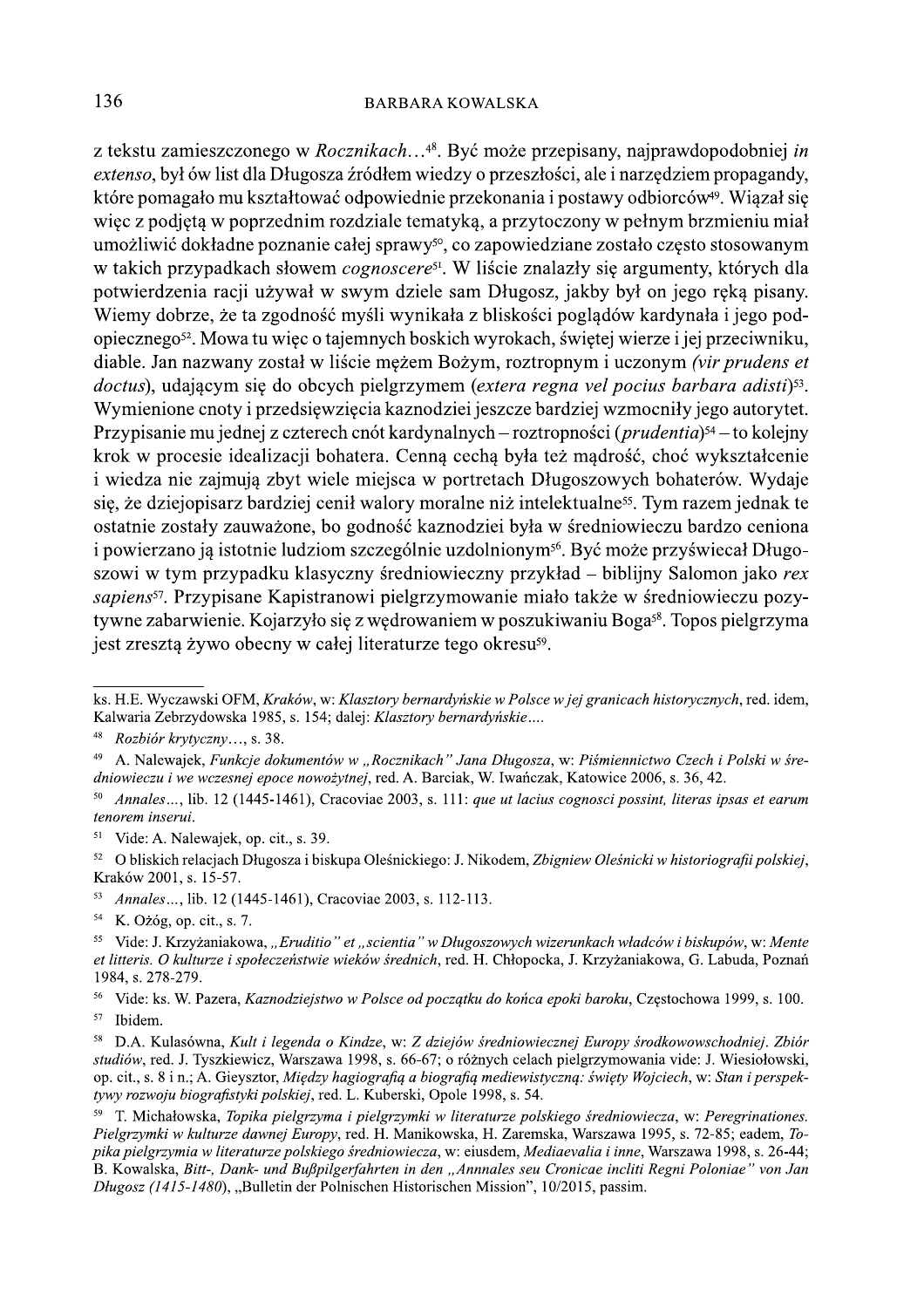z tekstu zamieszczonego w *Rocznikach*…[48]. Być może przepisany, najprawdopodobniej *in extenso*, był ów list dla Długosza źródłem wiedzy o przeszłości, ale i narzędziem propagandy, które pomagało mu kształtować odpowiednie przekonania i postawy odbiorców[49]. Wiązał się więc z podjętą w poprzednim rozdziale tematyką, a przytoczony w pełnym brzmieniu miał umożliwić dokładne poznanie całej sprawy[50], co zapowiedziane zostało często stosowanym w takich przypadkach słowem *cognoscere*[51]. W liście znalazły się argumenty, których dla potwierdzenia racji używał w swym dziele sam Długosz, jakby był on jego ręką pisany. Wiemy dobrze, że ta zgodność myśli wynikała z bliskości poglądów kardynała i jego podopiecznego[52]. Mowa tu więc o tajemnych boskich wyrokach, świętej wierze i jej przeciwniku, diable. Jan nazwany został w liście mężem Bożym, roztropnym i uczonym *(vir prudens et doctus*), udającym się do obcych pielgrzymem (*extera regna vel pocius barbara adisti*)[53]. Wymienione cnoty i przedsięwzięcia kaznodziei jeszcze bardziej wzmocniły jego autorytet. Przypisanie mu jednej z czterech cnót kardynalnych – roztropności (*prudentia*)[54] – to kolejny krok w procesie idealizacji bohatera. Cenną cechą była też mądrość, choć wykształcenie i wiedza nie zajmują zbyt wiele miejsca w portretach Długoszowych bohaterów. Wydaje się, że dziejopisarz bardziej cenił walory moralne niż intelektualne[55]. Tym razem jednak te ostatnie zostały zauważone, bo godność kaznodziei była w średniowieczu bardzo ceniona i powierzano ją istotnie ludziom szczególnie uzdolnionym[56]. Być może przyświecał Długoszowi w tym przypadku klasyczny średniowieczny przykład – biblijny Salomon jako *rex sapiens*[57]. Przypisane Kapistranowi pielgrzymowanie miało także w średniowieczu pozytywne zabarwienie. Kojarzyło się z wędrowaniem w poszukiwaniu Boga[58]. Topos pielgrzyma jest zresztą żywo obecny w całej literaturze tego okresu[59].

---

ks. H.E. Wyczawski OFM, *Kraków*, w: *Klasztory bernardyńskie w Polsce w jej granicach historycznych*, red. idem, Kalwaria Zebrzydowska 1985, s. 154; dalej: *Klasztory bernardyńskie*….

[48] *Rozbiór krytyczny*…, s. 38.

[49] A. Nalewajek, *Funkcje dokumentów w „Rocznikach" Jana Długosza*, w: *Piśmiennictwo Czech i Polski w średniowieczu i we wczesnej epoce nowożytnej*, red. A. Barciak, W. Iwańczak, Katowice 2006, s. 36, 42.

[50] *Annales*…, lib. 12 (1445-1461), Cracoviae 2003, s. 111: *que ut lacius cognosci possint, literas ipsas et earum tenorem inserui*.

[51] Vide: A. Nalewajek, op. cit., s. 39.

[52] O bliskich relacjach Długosza i biskupa Oleśnickiego: J. Nikodem, *Zbigniew Oleśnicki w historiografii polskiej*, Kraków 2001, s. 15-57.

[53] *Annales*…, lib. 12 (1445-1461), Cracoviae 2003, s. 112-113.

[54] K. Ożóg, op. cit., s. 7.

[55] Vide: J. Krzyżaniakowa, *„Eruditio" et „scientia" w Długoszowych wizerunkach władców i biskupów*, w: *Mente et litteris. O kulturze i społeczeństwie wieków średnich*, red. H. Chłopocka, J. Krzyżaniakowa, G. Labuda, Poznań 1984, s. 278-279.

[56] Vide: ks. W. Pazera, *Kaznodziejstwo w Polsce od początku do końca epoki baroku*, Częstochowa 1999, s. 100.

[57] Ibidem.

[58] D.A. Kulasówna, *Kult i legenda o Kindze*, w: *Z dziejów średniowiecznej Europy środkowowschodniej. Zbiór studiów*, red. J. Tyszkiewicz, Warszawa 1998, s. 66-67; o różnych celach pielgrzymowania vide: J. Wiesiołowski, op. cit., s. 8 i n.; A. Gieysztor, *Między hagiografią a biografią mediewistyczną: święty Wojciech*, w: *Stan i perspektywy rozwoju biografistyki polskiej*, red. L. Kuberski, Opole 1998, s. 54.

[59] T. Michałowska, *Topika pielgrzyma i pielgrzymki w literaturze polskiego średniowiecza*, w: *Peregrinationes. Pielgrzymki w kulturze dawnej Europy*, red. H. Manikowska, H. Zaremska, Warszawa 1995, s. 72-85; eadem, *Topika pielgrzymia w literaturze polskiego średniowiecza*, w: eiusdem, *Mediaevalia i inne*, Warszawa 1998, s. 26-44; B. Kowalska, *Bitt-, Dank- und Bußpilgerfahrten in den „Annnales seu Cronicae incliti Regni Poloniae" von Jan Długosz (1415-1480)*, „Bulletin der Polnischen Historischen Mission", 10/2015, passim.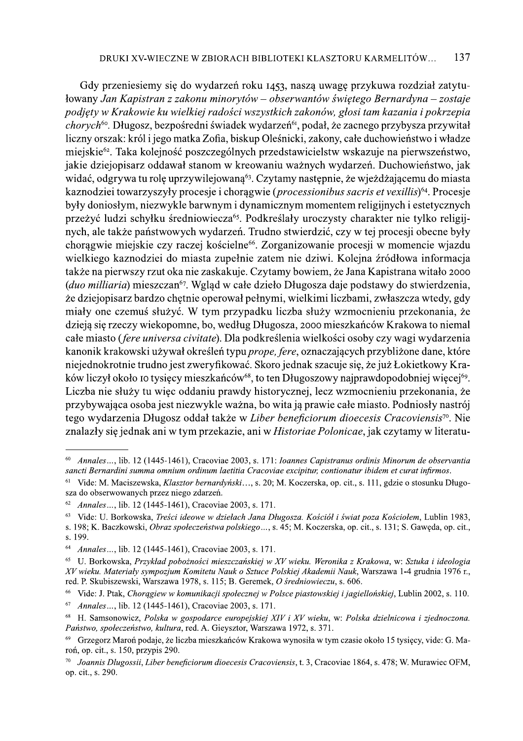Gdy przeniesiemy się do wydarzeń roku 1453, naszą uwagę przykuwa rozdział zatytułowany *Jan Kapistran z zakonu minorytów – obserwantów świętego Bernardyna – zostaje podjęty w Krakowie ku wielkiej radości wszystkich zakonów, głosi tam kazania i pokrzepia chorych*[60]. Długosz, bezpośredni świadek wydarzeń[61], podał, że zacnego przybysza przywitał liczny orszak: król i jego matka Zofia, biskup Oleśnicki, zakony, całe duchowieństwo i władze miejskie[62]. Taka kolejność poszczególnych przedstawicielstw wskazuje na pierwszeństwo, jakie dziejopisarz oddawał stanom w kreowaniu ważnych wydarzeń. Duchowieństwo, jak widać, odgrywa tu rolę uprzywilejowaną[63]. Czytamy następnie, że wjeżdżającemu do miasta kaznodziei towarzyszyły procesje i chorągwie (*processionibus sacris et vexillis*)[64]. Procesje były doniosłym, niezwykle barwnym i dynamicznym momentem religijnych i estetycznych przeżyć ludzi schyłku średniowiecza[65]. Podkreślały uroczysty charakter nie tylko religijnych, ale także państwowych wydarzeń. Trudno stwierdzić, czy w tej procesji obecne były chorągwie miejskie czy raczej kościelne[66]. Zorganizowanie procesji w momencie wjazdu wielkiego kaznodziei do miasta zupełnie zatem nie dziwi. Kolejna źródłowa informacja także na pierwszy rzut oka nie zaskakuje. Czytamy bowiem, że Jana Kapistrana witało 2000 (*duo milliaria*) mieszczan[67]. Wgląd w całe dzieło Długosza daje podstawy do stwierdzenia, że dziejopisarz bardzo chętnie operował pełnymi, wielkimi liczbami, zwłaszcza wtedy, gdy miały one czemuś służyć. W tym przypadku liczba służy wzmocnieniu przekonania, że dzieją się rzeczy wiekopomne, bo, według Długosza, 2000 mieszkańców Krakowa to niemal całe miasto (*fere universa civitate*). Dla podkreślenia wielkości osoby czy wagi wydarzenia kanonik krakowski używał określeń typu *prope, fere*, oznaczających przybliżone dane, które niejednokrotnie trudno jest zweryfikować. Skoro jednak szacuje się, że już Łokietkowy Kraków liczył około 10 tysięcy mieszkańców[68], to ten Długoszowy najprawdopodobniej więcej[69]. Liczba nie służy tu więc oddaniu prawdy historycznej, lecz wzmocnieniu przekonania, że przybywająca osoba jest niezwykle ważna, bo wita ją prawie całe miasto. Podniosły nastrój tego wydarzenia Długosz oddał także w *Liber beneficiorum dioecesis Cracoviensis*[70]. Nie znalazły się jednak ani w tym przekazie, ani w *Historiae Polonicae*, jak czytamy w literatu-

---

[60] *Annales*..., lib. 12 (1445-1461), Cracoviae 2003, s. 171: *Ioannes Capistranus ordinis Minorum de observantia sancti Bernardini summa omnium ordinum laetitia Cracoviae excipitur, contionatur ibidem et curat infirmos.*

[61] Vide: M. Maciszewska, *Klasztor bernardyński*..., s. 20; M. Koczerska, op. cit., s. 111, gdzie o stosunku Długosza do obserwowanych przez niego zdarzeń.

[62] *Annales*..., lib. 12 (1445-1461), Cracoviae 2003, s. 171.

[63] Vide: U. Borkowska, *Treści ideowe w dziełach Jana Długosza. Kościół i świat poza Kościołem*, Lublin 1983, s. 198; K. Baczkowski, *Obraz społeczeństwa polskiego*..., s. 45; M. Koczerska, op. cit., s. 131; S. Gawęda, op. cit., s. 199.

[64] *Annales*..., lib. 12 (1445-1461), Cracoviae 2003, s. 171.

[65] U. Borkowska, *Przykład pobożności mieszczańskiej w XV wieku. Weronika z Krakowa*, w: *Sztuka i ideologia XV wieku. Materiały sympozjum Komitetu Nauk o Sztuce Polskiej Akademii Nauk*, Warszawa 1-4 grudnia 1976 r., red. P. Skubiszewski, Warszawa 1978, s. 115; B. Geremek, *O średniowieczu*, s. 606.

[66] Vide: J. Ptak, *Chorągiew w komunikacji społecznej w Polsce piastowskiej i jagiellońskiej*, Lublin 2002, s. 110.

[67] *Annales*..., lib. 12 (1445-1461), Cracoviae 2003, s. 171.

[68] H. Samsonowicz, *Polska w gospodarce europejskiej XIV i XV wieku*, w: *Polska dzielnicowa i zjednoczona. Państwo, społeczeństwo, kultura*, red. A. Gieysztor, Warszawa 1972, s. 371.

[69] Grzegorz Maroń podaje, że liczba mieszkańców Krakowa wynosiła w tym czasie około 15 tysięcy, vide: G. Maroń, op. cit., s. 150, przypis 290.

[70] *Joannis Dlugossii, Liber beneficiorum dioecesis Cracoviensis*, t. 3, Cracoviae 1864, s. 478; W. Murawiec OFM, op. cit., s. 290.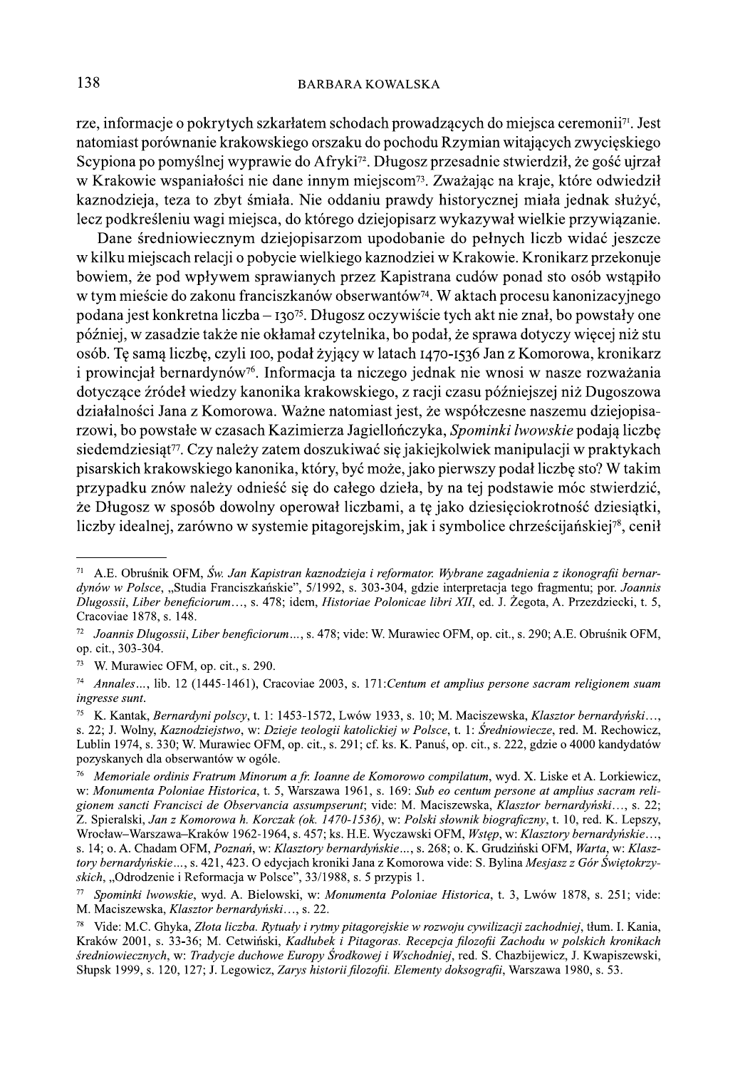rze, informacje o pokrytych szkarłatem schodach prowadzących do miejsca ceremonii[71]. Jest natomiast porównanie krakowskiego orszaku do pochodu Rzymian witających zwycięskiego Scypiona po pomyślnej wyprawie do Afryki[72]. Długosz przesadnie stwierdził, że gość ujrzał w Krakowie wspaniałości nie dane innym miejscom[73]. Zważając na kraje, które odwiedził kaznodzieja, teza to zbyt śmiała. Nie oddaniu prawdy historycznej miała jednak służyć, lecz podkreśleniu wagi miejsca, do którego dziejopisarz wykazywał wielkie przywiązanie.

Dane średniowiecznym dziejopisarzom upodobanie do pełnych liczb widać jeszcze w kilku miejscach relacji o pobycie wielkiego kaznodziei w Krakowie. Kronikarz przekonuje bowiem, że pod wpływem sprawianych przez Kapistrana cudów ponad sto osób wstąpiło w tym mieście do zakonu franciszkanów obserwantów[74]. W aktach procesu kanonizacyjnego podana jest konkretna liczba – 130[75]. Długosz oczywiście tych akt nie znał, bo powstały one później, w zasadzie także nie okłamał czytelnika, bo podał, że sprawa dotyczy więcej niż stu osób. Tę samą liczbę, czyli 100, podał żyjący w latach 1470-1536 Jan z Komorowa, kronikarz i prowincjał bernardynów[76]. Informacja ta niczego jednak nie wnosi w nasze rozważania dotyczące źródeł wiedzy kanonika krakowskiego, z racji czasu późniejszej niż Dugoszowa działalności Jana z Komorowa. Ważne natomiast jest, że współczesne naszemu dziejopisarzowi, bo powstałe w czasach Kazimierza Jagiellończyka, *Spominki lwowskie* podają liczbę siedemdziesiąt[77]. Czy należy zatem doszukiwać się jakiejkolwiek manipulacji w praktykach pisarskich krakowskiego kanonika, który, być może, jako pierwszy podał liczbę sto? W takim przypadku znów należy odnieść się do całego dzieła, by na tej podstawie móc stwierdzić, że Długosz w sposób dowolny operował liczbami, a tę jako dziesięciokrotność dziesiątki, liczby idealnej, zarówno w systemie pitagorejskim, jak i symbolice chrześcijańskiej[78], cenił

---

[71] A.E. Obruśnik OFM, *Św. Jan Kapistran kaznodzieja i reformator. Wybrane zagadnienia z ikonografii bernardynów w Polsce*, „Studia Franciszkańskie", 5/1992, s. 303-304, gdzie interpretacja tego fragmentu; por. *Joannis Dlugossii, Liber beneficiorum*…, s. 478; idem, *Historiae Polonicae libri XII*, ed. J. Żegota, A. Przezdziecki, t. 5, Cracoviae 1878, s. 148.

[72] *Joannis Dlugossii, Liber beneficiorum*…, s. 478; vide: W. Murawiec OFM, op. cit., s. 290; A.E. Obruśnik OFM, op. cit., 303-304.

[73] W. Murawiec OFM, op. cit., s. 290.

[74] *Annales*…, lib. 12 (1445-1461), Cracoviae 2003, s. 171:*Centum et amplius persone sacram religionem suam ingresse sunt*.

[75] K. Kantak, *Bernardyni polscy*, t. 1: 1453-1572, Lwów 1933, s. 10; M. Maciszewska, *Klasztor bernardyński*…, s. 22; J. Wolny, *Kaznodziejstwo*, w: *Dzieje teologii katolickiej w Polsce*, t. 1: *Średniowiecze*, red. M. Rechowicz, Lublin 1974, s. 330; W. Murawiec OFM, op. cit., s. 291; cf. ks. K. Panuś, op. cit., s. 222, gdzie o 4000 kandydatów pozyskanych dla obserwantów w ogóle.

[76] *Memoriale ordinis Fratrum Minorum a fr. Ioanne de Komorowo compilatum*, wyd. X. Liske et A. Lorkiewicz, w: *Monumenta Poloniae Historica*, t. 5, Warszawa 1961, s. 169: *Sub eo centum persone at amplius sacram religionem sancti Francisci de Observancia assumpserunt*; vide: M. Maciszewska, *Klasztor bernardyński*…, s. 22; Z. Spieralski, *Jan z Komorowa h. Korczak (ok. 1470-1536)*, w: *Polski słownik biograficzny*, t. 10, red. K. Lepszy, Wrocław–Warszawa–Kraków 1962-1964, s. 457; ks. H.E. Wyczawski OFM, *Wstęp*, w: *Klasztory bernardyńskie*…, s. 14; o. A. Chadam OFM, *Poznań*, w: *Klasztory bernardyńskie*…, s. 268; o. K. Grudziński OFM, *Warta*, w: *Klasztory bernardyńskie*…, s. 421, 423. O edycjach kroniki Jana z Komorowa vide: S. Bylina *Mesjasz z Gór Świętokrzyskich*, „Odrodzenie i Reformacja w Polsce", 33/1988, s. 5 przypis 1.

[77] *Spominki lwowskie*, wyd. A. Bielowski, w: *Monumenta Poloniae Historica*, t. 3, Lwów 1878, s. 251; vide: M. Maciszewska, *Klasztor bernardyński*…, s. 22.

[78] Vide: M.C. Ghyka, *Złota liczba. Rytuały i rytmy pitagorejskie w rozwoju cywilizacji zachodniej*, tłum. I. Kania, Kraków 2001, s. 33-36; M. Cetwiński, *Kadłubek i Pitagoras. Recepcja filozofii Zachodu w polskich kronikach średniowiecznych*, w: *Tradycje duchowe Europy Środkowej i Wschodniej*, red. S. Chazbijewicz, J. Kwapiszewski, Słupsk 1999, s. 120, 127; J. Legowicz, *Zarys historii filozofii. Elementy doksografii*, Warszawa 1980, s. 53.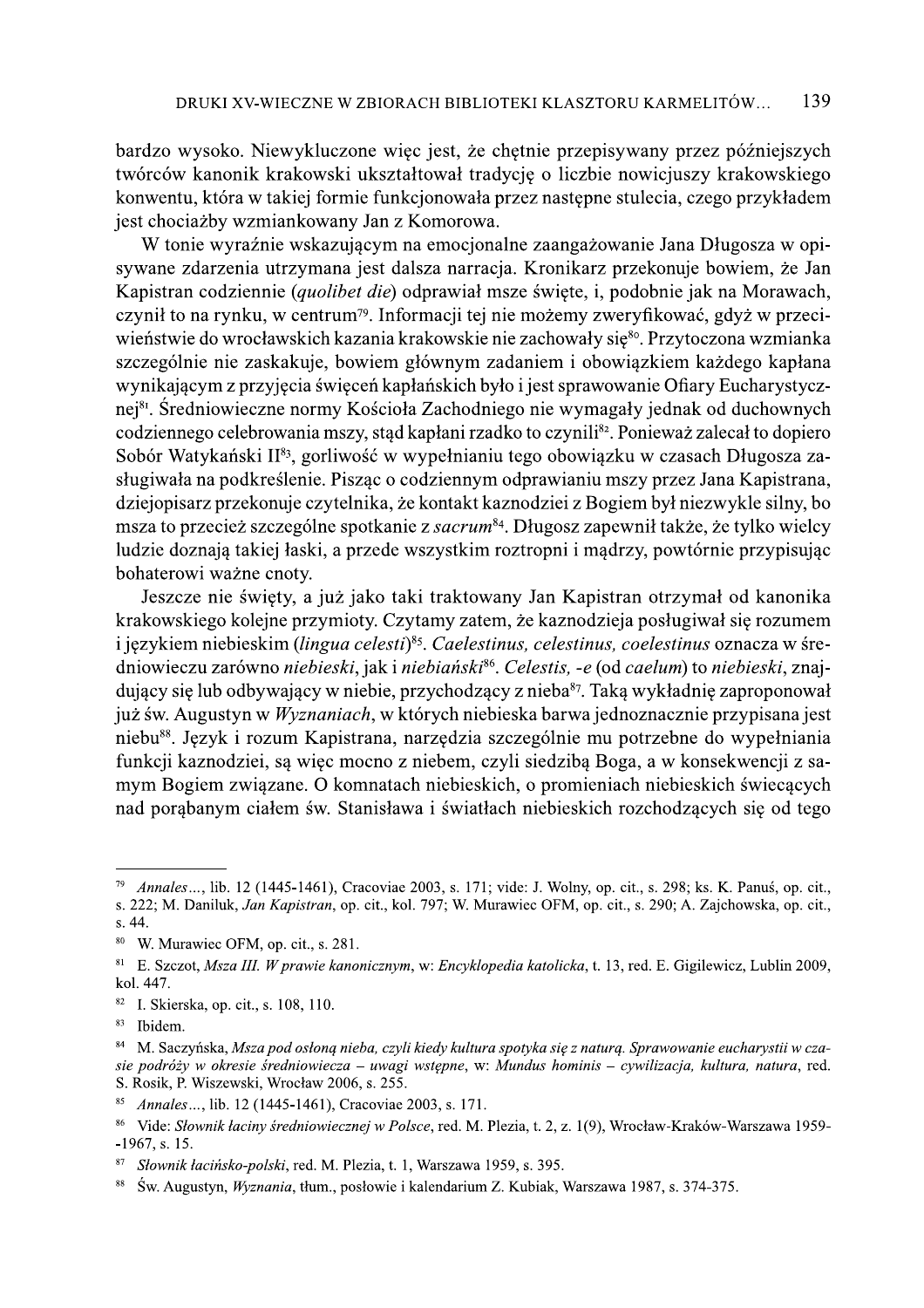bardzo wysoko. Niewykluczone więc jest, że chętnie przepisywany przez późniejszych twórców kanonik krakowski ukształtował tradycję o liczbie nowicjuszy krakowskiego konwentu, która w takiej formie funkcjonowała przez następne stulecia, czego przykładem jest chociażby wzmiankowany Jan z Komorowa.

W tonie wyraźnie wskazującym na emocjonalne zaangażowanie Jana Długosza w opisywane zdarzenia utrzymana jest dalsza narracja. Kronikarz przekonuje bowiem, że Jan Kapistran codziennie (*quolibet die*) odprawiał msze święte, i, podobnie jak na Morawach, czynił to na rynku, w centrum[79]. Informacji tej nie możemy zweryfikować, gdyż w przeciwieństwie do wrocławskich kazania krakowskie nie zachowały się[80]. Przytoczona wzmianka szczególnie nie zaskakuje, bowiem głównym zadaniem i obowiązkiem każdego kapłana wynikającym z przyjęcia święceń kapłańskich było i jest sprawowanie Ofiary Eucharystycznej[81]. Średniowieczne normy Kościoła Zachodniego nie wymagały jednak od duchownych codziennego celebrowania mszy, stąd kapłani rzadko to czynili[82]. Ponieważ zalecał to dopiero Sobór Watykański II[83], gorliwość w wypełnianiu tego obowiązku w czasach Długosza zasługiwała na podkreślenie. Pisząc o codziennym odprawianiu mszy przez Jana Kapistrana, dziejopisarz przekonuje czytelnika, że kontakt kaznodziei z Bogiem był niezwykle silny, bo msza to przecież szczególne spotkanie z *sacrum*[84]. Długosz zapewnił także, że tylko wielcy ludzie doznają takiej łaski, a przede wszystkim roztropni i mądrzy, powtórnie przypisując bohaterowi ważne cnoty.

Jeszcze nie święty, a już jako taki traktowany Jan Kapistran otrzymał od kanonika krakowskiego kolejne przymioty. Czytamy zatem, że kaznodzieja posługiwał się rozumem i językiem niebieskim (*lingua celesti*)[85]. *Caelestinus, celestinus, coelestinus* oznacza w średniowieczu zarówno *niebieski*, jak i *niebiański*[86]. *Celestis, -e* (od *caelum*) to *niebieski*, znajdujący się lub odbywający w niebie, przychodzący z nieba[87]. Taką wykładnię zaproponował już św. Augustyn w *Wyznaniach*, w których niebieska barwa jednoznacznie przypisana jest niebu[88]. Język i rozum Kapistrana, narzędzia szczególnie mu potrzebne do wypełniania funkcji kaznodziei, są więc mocno z niebem, czyli siedzibą Boga, a w konsekwencji z samym Bogiem związane. O komnatach niebieskich, o promieniach niebieskich świecących nad porąbanym ciałem św. Stanisława i światłach niebieskich rozchodzących się od tego

---

[79] *Annales*..., lib. 12 (1445-1461), Cracoviae 2003, s. 171; vide: J. Wolny, op. cit., s. 298; ks. K. Panuś, op. cit., s. 222; M. Daniluk, *Jan Kapistran*, op. cit., kol. 797; W. Murawiec OFM, op. cit., s. 290; A. Zajchowska, op. cit., s. 44.

[80] W. Murawiec OFM, op. cit., s. 281.

[81] E. Szczot, *Msza III. W prawie kanonicznym*, w: *Encyklopedia katolicka*, t. 13, red. E. Gigilewicz, Lublin 2009, kol. 447.

[82] I. Skierska, op. cit., s. 108, 110.

[83] Ibidem.

[84] M. Saczyńska, *Msza pod osłoną nieba, czyli kiedy kultura spotyka się z naturą. Sprawowanie eucharystii w czasie podróży w okresie średniowiecza – uwagi wstępne*, w: *Mundus hominis – cywilizacja, kultura, natura*, red. S. Rosik, P. Wiszewski, Wrocław 2006, s. 255.

[85] *Annales*..., lib. 12 (1445-1461), Cracoviae 2003, s. 171.

[86] Vide: *Słownik łaciny średniowiecznej w Polsce*, red. M. Plezia, t. 2, z. 1(9), Wrocław-Kraków-Warszawa 1959--1967, s. 15.

[87] *Słownik łacińsko-polski*, red. M. Plezia, t. 1, Warszawa 1959, s. 395.

[88] Św. Augustyn, *Wyznania*, tłum., posłowie i kalendarium Z. Kubiak, Warszawa 1987, s. 374-375.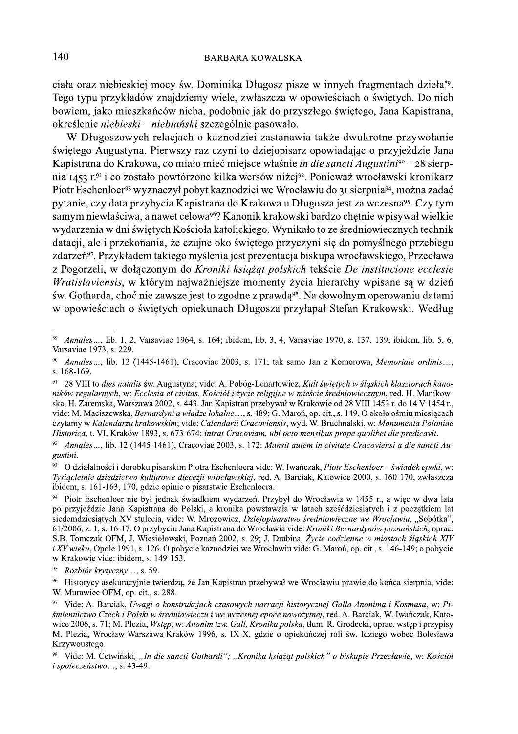ciała oraz niebieskiej mocy św. Dominika Długosz pisze w innych fragmentach dzieła[89]. Tego typu przykładów znajdziemy wiele, zwłaszcza w opowieściach o świętych. Do nich bowiem, jako mieszkańców nieba, podobnie jak do przyszłego świętego, Jana Kapistrana, określenie *niebieski – niebiański* szczególnie pasowało.

W Długoszowych relacjach o kaznodziei zastanawia także dwukrotne przywołanie świętego Augustyna. Pierwszy raz czyni to dziejopisarz opowiadając o przyjeździe Jana Kapistrana do Krakowa, co miało mieć miejsce właśnie *in die sancti Augustini*[90] – 28 sierpnia 1453 r.[91] i co zostało powtórzone kilka wersów niżej[92]. Ponieważ wrocławski kronikarz Piotr Eschenloer[93] wyznaczył pobyt kaznodziei we Wrocławiu do 31 sierpnia[94], można zadać pytanie, czy data przybycia Kapistrana do Krakowa u Długosza jest za wczesna[95]. Czy tym samym niewłaściwa, a nawet celowa[96]? Kanonik krakowski bardzo chętnie wpisywał wielkie wydarzenia w dni świętych Kościoła katolickiego. Wynikało to ze średniowiecznych technik datacji, ale i przekonania, że czujne oko świętego przyczyni się do pomyślnego przebiegu zdarzeń[97]. Przykładem takiego myślenia jest prezentacja biskupa wrocławskiego, Przecława z Pogorzeli, w dołączonym do *Kroniki książąt polskich* tekście *De institucione ecclesie Wratislaviensis*, w którym najważniejsze momenty życia hierarchy wpisane są w dzień św. Gotharda, choć nie zawsze jest to zgodne z prawdą[98]. Na dowolnym operowaniu datami w opowieściach o świętych opiekunach Długosza przyłapał Stefan Krakowski. Według

---

[89] *Annales*..., lib. 1, 2, Varsaviae 1964, s. 164; ibidem, lib. 3, 4, Varsaviae 1970, s. 137, 139; ibidem, lib. 5, 6, Varsaviae 1973, s. 229.

[90] *Annales*..., lib. 12 (1445-1461), Cracoviae 2003, s. 171; tak samo Jan z Komorowa, *Memoriale ordinis*..., s. 168-169.

[91] 28 VIII to *dies natalis* św. Augustyna; vide: A. Pobóg-Lenartowicz, *Kult świętych w śląskich klasztorach kanoników regularnych*, w: *Ecclesia et civitas. Kościół i życie religijne w mieście średniowiecznym*, red. H. Manikowska, H. Zaremska, Warszawa 2002, s. 443. Jan Kapistran przebywał w Krakowie od 28 VIII 1453 r. do 14 V 1454 r., vide: M. Maciszewska, *Bernardyni a władze lokalne*..., s. 489; G. Maroń, op. cit., s. 149. O około ośmiu miesiącach czytamy w *Kalendarzu krakowskim*; vide: *Calendarii Cracoviensis*, wyd. W. Bruchnalski, w: *Monumenta Poloniae Historica*, t. VI, Kraków 1893, s. 673-674: *intrat Cracoviam, ubi octo mensibus prope quolibet die predicavit*.

[92] *Annales*..., lib. 12 (1445-1461), Cracoviae 2003, s. 172: *Mansit autem in civitate Cracoviensi a die sancti Augustini*.

[93] O działalności i dorobku pisarskim Piotra Eschenloera vide: W. Iwańczak, *Piotr Eschenloer – świadek epoki*, w: *Tysiącletnie dziedzictwo kulturowe diecezji wrocławskiej*, red. A. Barciak, Katowice 2000, s. 160-170, zwłaszcza ibidem, s. 161-163, 170, gdzie opinie o pisarstwie Eschenloera.

[94] Piotr Eschenloer nie był jednak świadkiem wydarzeń. Przybył do Wrocławia w 1455 r., a więc w dwa lata po przyjeździe Jana Kapistrana do Polski, a kronika powstawała w latach sześćdziesiątych i z początkiem lat siedemdziesiątych XV stulecia, vide: W. Mrozowicz, *Dziejopisarstwo średniowieczne we Wrocławiu*, „Sobótka", 61/2006, z. 1, s. 16-17. O przybyciu Jana Kapistrana do Wrocławia vide: *Kroniki Bernardynów poznańskich*, oprac. S.B. Tomczak OFM, J. Wiesiołowski, Poznań 2002, s. 29; J. Drabina, *Życie codzienne w miastach śląskich XIV i XV wieku*, Opole 1991, s. 126. O pobycie kaznodziei we Wrocławiu vide: G. Maroń, op. cit., s. 146-149; o pobycie w Krakowie vide: ibidem, s. 149-153.

[95] *Rozbiór krytyczny*..., s. 59.

[96] Historycy asekuracyjnie twierdzą, że Jan Kapistran przebywał we Wrocławiu prawie do końca sierpnia, vide: W. Murawiec OFM, op. cit., s. 288.

[97] Vide: A. Barciak, *Uwagi o konstrukcjach czasowych narracji historycznej Galla Anonima i Kosmasa*, w: *Piśmiennictwo Czech i Polski w średniowieczu i we wczesnej epoce nowożytnej*, red. A. Barciak, W. Iwańczak, Katowice 2006, s. 71; M. Plezia, *Wstęp*, w: *Anonim tzw. Gall, Kronika polska*, tłum. R. Grodecki, oprac. wstęp i przypisy M. Plezia, Wrocław-Warszawa-Kraków 1996, s. IX-X, gdzie o opiekuńczej roli św. Idziego wobec Bolesława Krzywoustego.

[98] Vide: M. Cetwiński, *„In die sancti Gothardi"; „Kronika książąt polskich" o biskupie Przecławie*, w: *Kościół i społeczeństwo*..., s. 43-49.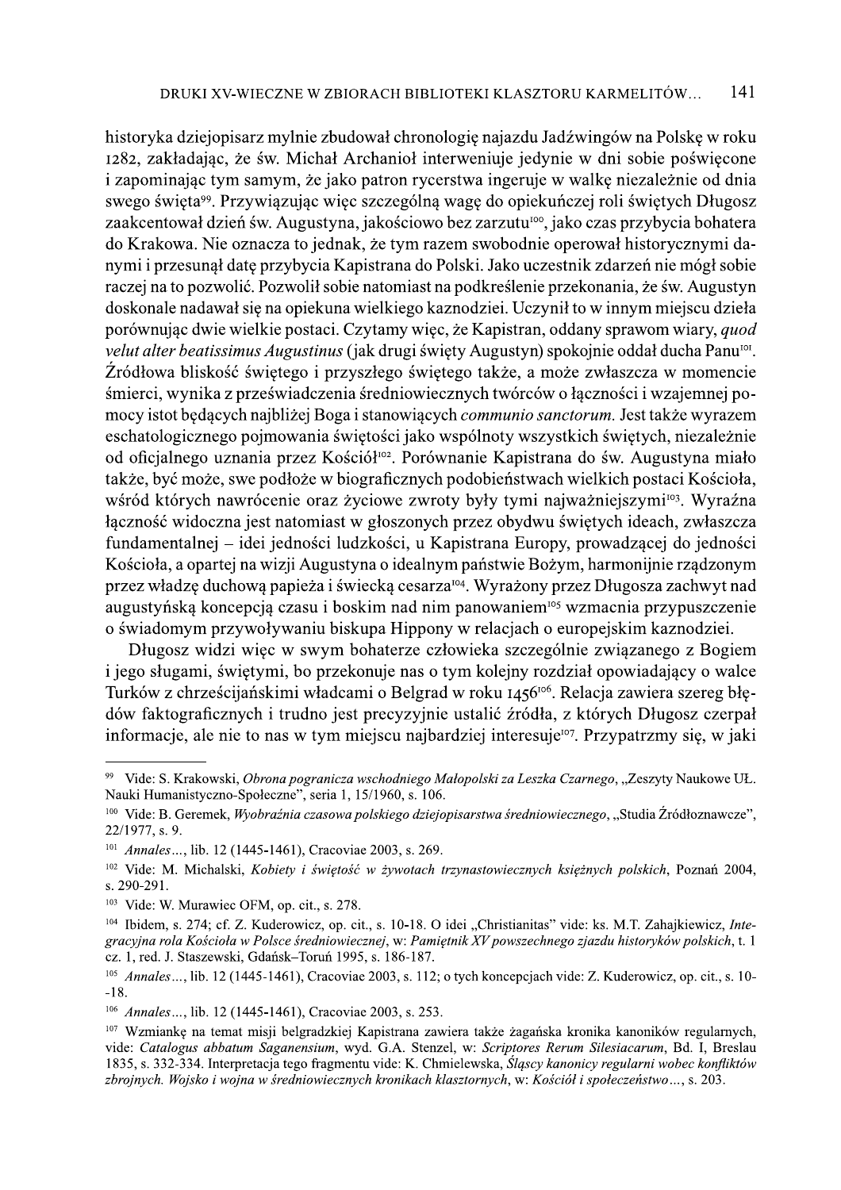historyka dziejopisarz mylnie zbudował chronologię najazdu Jadźwingów na Polskę w roku 1282, zakładając, że św. Michał Archanioł interweniuje jedynie w dni sobie poświęcone i zapominając tym samym, że jako patron rycerstwa ingeruje w walkę niezależnie od dnia swego święta[99]. Przywiązując więc szczególną wagę do opiekuńczej roli świętych Długosz zaakcentował dzień św. Augustyna, jakościowo bez zarzutu[100], jako czas przybycia bohatera do Krakowa. Nie oznacza to jednak, że tym razem swobodnie operował historycznymi danymi i przesunął datę przybycia Kapistrana do Polski. Jako uczestnik zdarzeń nie mógł sobie raczej na to pozwolić. Pozwolił sobie natomiast na podkreślenie przekonania, że św. Augustyn doskonale nadawał się na opiekuna wielkiego kaznodziei. Uczynił to w innym miejscu dzieła porównując dwie wielkie postaci. Czytamy więc, że Kapistran, oddany sprawom wiary, *quod velut alter beatissimus Augustinus* (jak drugi święty Augustyn) spokojnie oddał ducha Panu[101]. Źródłowa bliskość świętego i przyszłego świętego także, a może zwłaszcza w momencie śmierci, wynika z przeświadczenia średniowiecznych twórców o łączności i wzajemnej pomocy istot będących najbliżej Boga i stanowiących *communio sanctorum.* Jest także wyrazem eschatologicznego pojmowania świętości jako wspólnoty wszystkich świętych, niezależnie od oficjalnego uznania przez Kościół[102]. Porównanie Kapistrana do św. Augustyna miało także, być może, swe podłoże w biograficznych podobieństwach wielkich postaci Kościoła, wśród których nawrócenie oraz życiowe zwroty były tymi najważniejszymi[103]. Wyraźna łączność widoczna jest natomiast w głoszonych przez obydwu świętych ideach, zwłaszcza fundamentalnej – idei jedności ludzkości, u Kapistrana Europy, prowadzącej do jedności Kościoła, a opartej na wizji Augustyna o idealnym państwie Bożym, harmonijnie rządzonym przez władzę duchową papieża i świecką cesarza[104]. Wyrażony przez Długosza zachwyt nad augustyńską koncepcją czasu i boskim nad nim panowaniem[105] wzmacnia przypuszczenie o świadomym przywoływaniu biskupa Hippony w relacjach o europejskim kaznodziei.

Długosz widzi więc w swym bohaterze człowieka szczególnie związanego z Bogiem i jego sługami, świętymi, bo przekonuje nas o tym kolejny rozdział opowiadający o walce Turków z chrześcijańskimi władcami o Belgrad w roku 1456[106]. Relacja zawiera szereg błędów faktograficznych i trudno jest precyzyjnie ustalić źródła, z których Długosz czerpał informacje, ale nie to nas w tym miejscu najbardziej interesuje[107]. Przypatrzmy się, w jaki

---

[99] Vide: S. Krakowski, *Obrona pogranicza wschodniego Małopolski za Leszka Czarnego*, „Zeszyty Naukowe UŁ. Nauki Humanistyczno-Społeczne", seria 1, 15/1960, s. 106.

[100] Vide: B. Geremek, *Wyobraźnia czasowa polskiego dziejopisarstwa średniowiecznego*, „Studia Źródłoznawcze", 22/1977, s. 9.

[101] *Annales*..., lib. 12 (1445-1461), Cracoviae 2003, s. 269.

[102] Vide: M. Michalski, *Kobiety i świętość w żywotach trzynastowiecznych księżnych polskich*, Poznań 2004, s. 290-291.

[103] Vide: W. Murawiec OFM, op. cit., s. 278.

[104] Ibidem, s. 274; cf. Z. Kuderowicz, op. cit., s. 10-18. O idei „Christianitas" vide: ks. M.T. Zahajkiewicz, *Integracyjna rola Kościoła w Polsce średniowiecznej*, w: *Pamiętnik XV powszechnego zjazdu historyków polskich*, t. 1 cz. 1, red. J. Staszewski, Gdańsk–Toruń 1995, s. 186-187.

[105] *Annales*..., lib. 12 (1445-1461), Cracoviae 2003, s. 112; o tych koncepcjach vide: Z. Kuderowicz, op. cit., s. 10--18.

[106] *Annales*..., lib. 12 (1445-1461), Cracoviae 2003, s. 253.

[107] Wzmiankę na temat misji belgradzkiej Kapistrana zawiera także żagańska kronika kanoników regularnych, vide: *Catalogus abbatum Saganensium*, wyd. G.A. Stenzel, w: *Scriptores Rerum Silesiacarum*, Bd. I, Breslau 1835, s. 332-334. Interpretacja tego fragmentu vide: K. Chmielewska, *Śląscy kanonicy regularni wobec konfliktów zbrojnych. Wojsko i wojna w średniowiecznych kronikach klasztornych*, w: *Kościół i społeczeństwo*..., s. 203.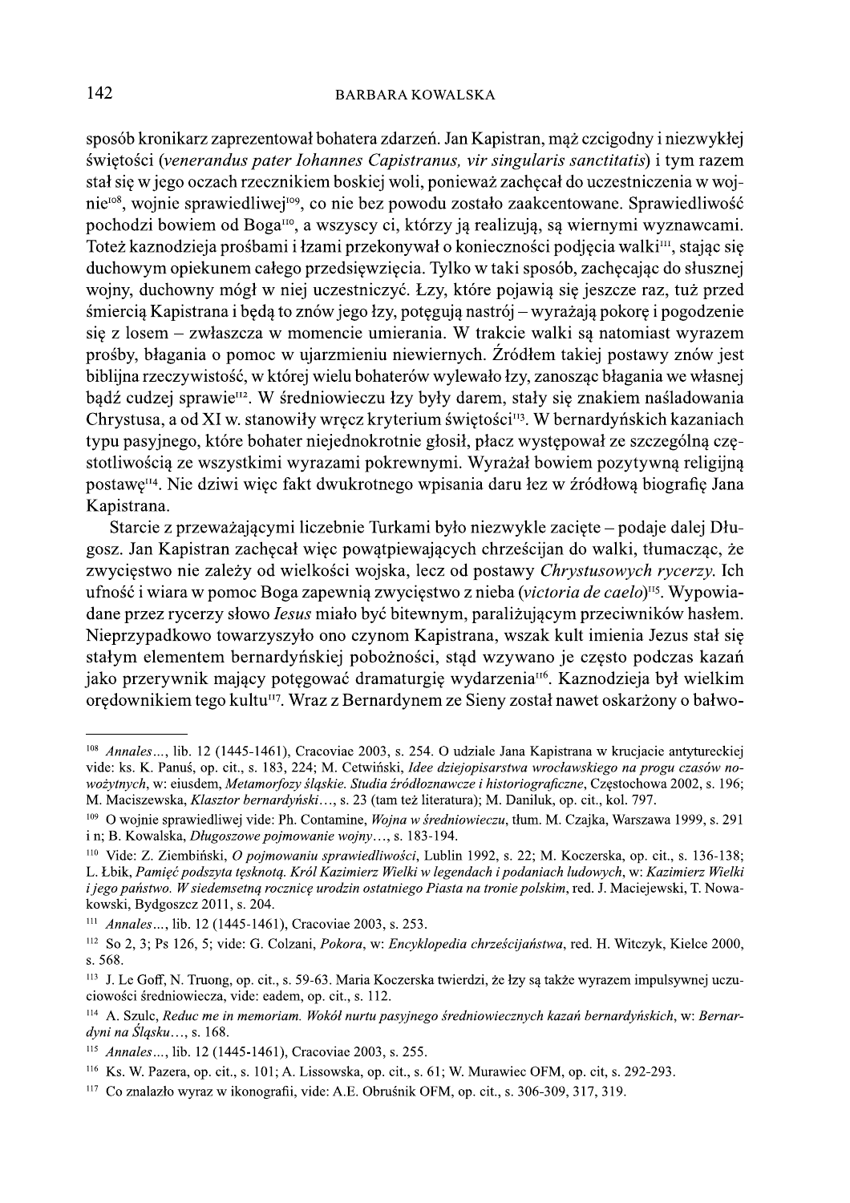sposób kronikarz zaprezentował bohatera zdarzeń. Jan Kapistran, mąż czcigodny i niezwykłej świętości (*venerandus pater Iohannes Capistranus, vir singularis sanctitatis*) i tym razem stał się w jego oczach rzecznikiem boskiej woli, ponieważ zachęcał do uczestniczenia w wojnie[108], wojnie sprawiedliwej[109], co nie bez powodu zostało zaakcentowane. Sprawiedliwość pochodzi bowiem od Boga[110], a wszyscy ci, którzy ją realizują, są wiernymi wyznawcami. Toteż kaznodzieja prośbami i łzami przekonywał o konieczności podjęcia walki[111], stając się duchowym opiekunem całego przedsięwzięcia. Tylko w taki sposób, zachęcając do słusznej wojny, duchowny mógł w niej uczestniczyć. Łzy, które pojawią się jeszcze raz, tuż przed śmiercią Kapistrana i będą to znów jego łzy, potęgują nastrój – wyrażają pokorę i pogodzenie się z losem – zwłaszcza w momencie umierania. W trakcie walki są natomiast wyrazem prośby, błagania o pomoc w ujarzmieniu niewiernych. Źródłem takiej postawy znów jest biblijna rzeczywistość, w której wielu bohaterów wylewało łzy, zanosząc błagania we własnej bądź cudzej sprawie[112]. W średniowieczu łzy były darem, stały się znakiem naśladowania Chrystusa, a od XI w. stanowiły wręcz kryterium świętości[113]. W bernardyńskich kazaniach typu pasyjnego, które bohater niejednokrotnie głosił, płacz występował ze szczególną częstotliwością ze wszystkimi wyrazami pokrewnymi. Wyrażał bowiem pozytywną religijną postawę[114]. Nie dziwi więc fakt dwukrotnego wpisania daru łez w źródłową biografię Jana Kapistrana.

Starcie z przeważającymi liczebnie Turkami było niezwykle zacięte – podaje dalej Długosz. Jan Kapistran zachęcał więc powątpiewających chrześcijan do walki, tłumacząc, że zwycięstwo nie zależy od wielkości wojska, lecz od postawy *Chrystusowych rycerzy*. Ich ufność i wiara w pomoc Boga zapewnią zwycięstwo z nieba (*victoria de caelo*)[115]. Wypowiadane przez rycerzy słowo *Iesus* miało być bitewnym, paraliżującym przeciwników hasłem. Nieprzypadkowo towarzyszyło ono czynom Kapistrana, wszak kult imienia Jezus stał się stałym elementem bernardyńskiej pobożności, stąd wzywano je często podczas kazań jako przerywnik mający potęgować dramaturgię wydarzenia[116]. Kaznodzieja był wielkim orędownikiem tego kultu[117]. Wraz z Bernardynem ze Sieny został nawet oskarżony o bałwo-

---

[108] *Annales*..., lib. 12 (1445-1461), Cracoviae 2003, s. 254. O udziale Jana Kapistrana w krucjacie antytureckiej vide: ks. K. Panuś, op. cit., s. 183, 224; M. Cetwiński, *Idee dziejopisarstwa wrocławskiego na progu czasów nowożytnych*, w: eiusdem, *Metamorfozy śląskie. Studia źródłoznawcze i historiograficzne*, Częstochowa 2002, s. 196; M. Maciszewska, *Klasztor bernardyński*..., s. 23 (tam też literatura); M. Daniluk, op. cit., kol. 797.

[109] O wojnie sprawiedliwej vide: Ph. Contamine, *Wojna w średniowieczu*, tłum. M. Czajka, Warszawa 1999, s. 291 i n; B. Kowalska, *Długoszowe pojmowanie wojny*..., s. 183-194.

[110] Vide: Z. Ziembiński, *O pojmowaniu sprawiedliwości*, Lublin 1992, s. 22; M. Koczerska, op. cit., s. 136-138; L. Łbik, *Pamięć podszyta tęsknotą. Król Kazimierz Wielki w legendach i podaniach ludowych*, w: *Kazimierz Wielki i jego państwo. W siedemsetną rocznicę urodzin ostatniego Piasta na tronie polskim*, red. J. Maciejewski, T. Nowakowski, Bydgoszcz 2011, s. 204.

[111] *Annales*..., lib. 12 (1445-1461), Cracoviae 2003, s. 253.

[112] So 2, 3; Ps 126, 5; vide: G. Colzani, *Pokora*, w: *Encyklopedia chrześcijaństwa*, red. H. Witczyk, Kielce 2000, s. 568.

[113] J. Le Goff, N. Truong, op. cit., s. 59-63. Maria Koczerska twierdzi, że łzy są także wyrazem impulsywnej uczuciowości średniowiecza, vide: eadem, op. cit., s. 112.

[114] A. Szulc, *Reduc me in memoriam. Wokół nurtu pasyjnego średniowiecznych kazań bernardyńskich*, w: *Bernardyni na Śląsku*..., s. 168.

[115] *Annales*..., lib. 12 (1445-1461), Cracoviae 2003, s. 255.

[116] Ks. W. Pazera, op. cit., s. 101; A. Lissowska, op. cit., s. 61; W. Murawiec OFM, op. cit, s. 292-293.

[117] Co znalazło wyraz w ikonografii, vide: A.E. Obruśnik OFM, op. cit., s. 306-309, 317, 319.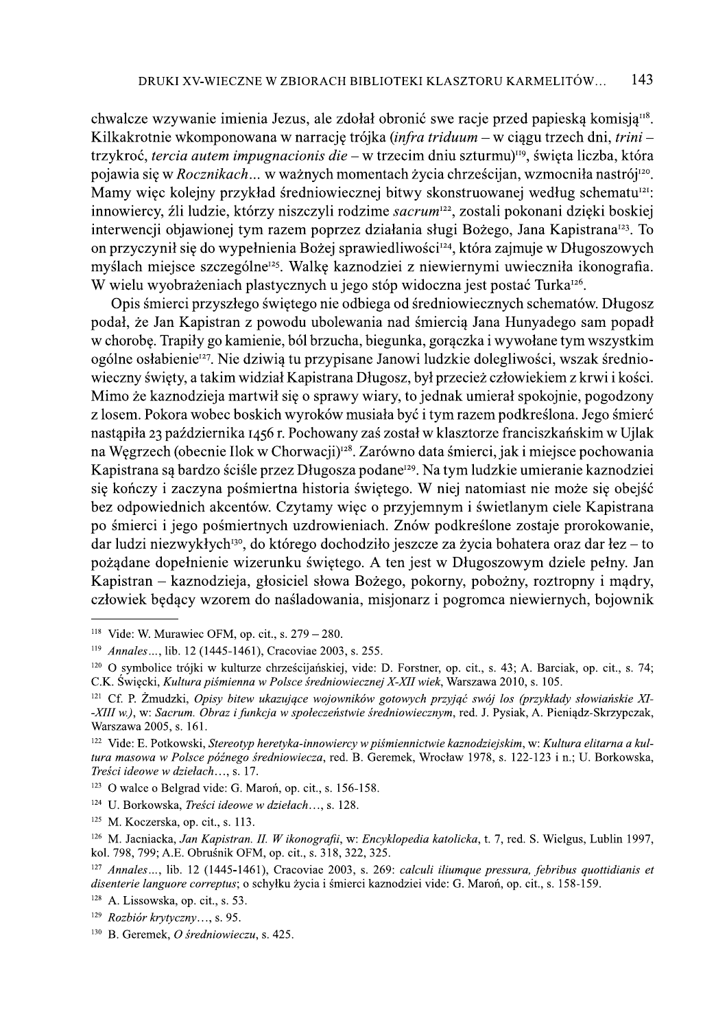chwalcze wzywanie imienia Jezus, ale zdołał obronić swe racje przed papieską komisją[118]. Kilkakrotnie wkomponowana w narrację trójka (*infra triduum* – w ciągu trzech dni, *trini* – trzykroć, *tercia autem impugnacionis die* – w trzecim dniu szturmu)[119], święta liczba, która pojawia się w *Rocznikach*... w ważnych momentach życia chrześcijan, wzmocniła nastrój[120]. Mamy więc kolejny przykład średniowiecznej bitwy skonstruowanej według schematu[121]: innowiercy, źli ludzie, którzy niszczyli rodzime *sacrum*[122], zostali pokonani dzięki boskiej interwencji objawionej tym razem poprzez działania sługi Bożego, Jana Kapistrana[123]. To on przyczynił się do wypełnienia Bożej sprawiedliwości[124], która zajmuje w Długoszowych myślach miejsce szczególne[125]. Walkę kaznodziei z niewiernymi uwieczniła ikonografia. W wielu wyobrażeniach plastycznych u jego stóp widoczna jest postać Turka[126].

Opis śmierci przyszłego świętego nie odbiega od średniowiecznych schematów. Długosz podał, że Jan Kapistran z powodu ubolewania nad śmiercią Jana Hunyadego sam popadł w chorobę. Trapiły go kamienie, ból brzucha, biegunka, gorączka i wywołane tym wszystkim ogólne osłabienie[127]. Nie dziwią tu przypisane Janowi ludzkie dolegliwości, wszak średniowieczny święty, a takim widział Kapistrana Długosz, był przecież człowiekiem z krwi i kości. Mimo że kaznodzieja martwił się o sprawy wiary, to jednak umierał spokojnie, pogodzony z losem. Pokora wobec boskich wyroków musiała być i tym razem podkreślona. Jego śmierć nastąpiła 23 października 1456 r. Pochowany zaś został w klasztorze franciszkańskim w Ujlak na Węgrzech (obecnie Ilok w Chorwacji)[128]. Zarówno data śmierci, jak i miejsce pochowania Kapistrana są bardzo ściśle przez Długosza podane[129]. Na tym ludzkie umieranie kaznodziei się kończy i zaczyna pośmiertna historia świętego. W niej natomiast nie może się obejść bez odpowiednich akcentów. Czytamy więc o przyjemnym i świetlanym ciele Kapistrana po śmierci i jego pośmiertnych uzdrowieniach. Znów podkreślone zostaje prorokowanie, dar ludzi niezwykłych[130], do którego dochodziło jeszcze za życia bohatera oraz dar łez – to pożądane dopełnienie wizerunku świętego. A ten jest w Długoszowym dziele pełny. Jan Kapistran – kaznodzieja, głosiciel słowa Bożego, pokorny, pobożny, roztropny i mądry, człowiek będący wzorem do naśladowania, misjonarz i pogromca niewiernych, bojownik

---

[118] Vide: W. Murawiec OFM, op. cit., s. 279 – 280.

[119] *Annales*..., lib. 12 (1445-1461), Cracoviae 2003, s. 255.

[120] O symbolice trójki w kulturze chrześcijańskiej, vide: D. Forstner, op. cit., s. 43; A. Barciak, op. cit., s. 74; C.K. Święcki, *Kultura piśmienna w Polsce średniowiecznej X-XII wiek*, Warszawa 2010, s. 105.

[121] Cf. P. Żmudzki, *Opisy bitew ukazujące wojowników gotowych przyjąć swój los (przykłady słowiańskie XI--XIII w.)*, w: *Sacrum. Obraz i funkcja w społeczeństwie średniowiecznym*, red. J. Pysiak, A. Pieniądz-Skrzypczak, Warszawa 2005, s. 161.

[122] Vide: E. Potkowski, *Stereotyp heretyka-innowiercy w piśmiennictwie kaznodziejskim*, w: *Kultura elitarna a kultura masowa w Polsce późnego średniowiecza*, red. B. Geremek, Wrocław 1978, s. 122-123 i n.; U. Borkowska, *Treści ideowe w dziełach*..., s. 17.

[123] O walce o Belgrad vide: G. Maroń, op. cit., s. 156-158.

[124] U. Borkowska, *Treści ideowe w dziełach*..., s. 128.

[125] M. Koczerska, op. cit., s. 113.

[126] M. Jacniacka, *Jan Kapistran. II. W ikonografii*, w: *Encyklopedia katolicka*, t. 7, red. S. Wielgus, Lublin 1997, kol. 798, 799; A.E. Obruśnik OFM, op. cit., s. 318, 322, 325.

[127] *Annales*..., lib. 12 (1445-1461), Cracoviae 2003, s. 269: *calculi iliumque pressura, febribus quottidianis et disenterie languore correptus*; o schyłku życia i śmierci kaznodziei vide: G. Maroń, op. cit., s. 158-159.

[128] A. Lissowska, op. cit., s. 53.

[129] *Rozbiór krytyczny*..., s. 95.

[130] B. Geremek, *O średniowieczu*, s. 425.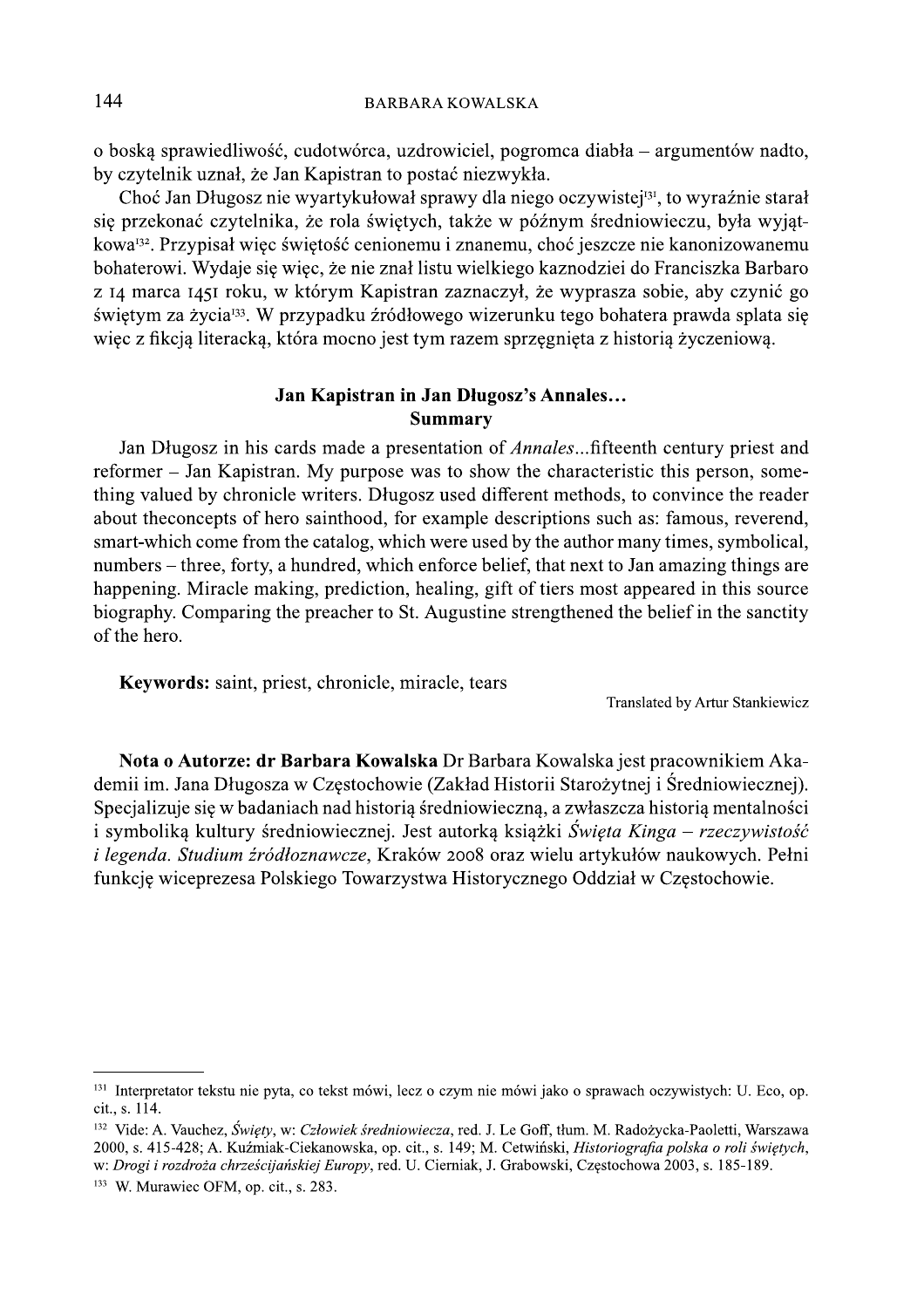o boską sprawiedliwość, cudotwórca, uzdrowiciel, pogromca diabła – argumentów nadto, by czytelnik uznał, że Jan Kapistran to postać niezwykła.

Choć Jan Długosz nie wyartykułował sprawy dla niego oczywistej[131], to wyraźnie starał się przekonać czytelnika, że rola świętych, także w późnym średniowieczu, była wyjątkowa[132]. Przypisał więc świętość cenionemu i znanemu, choć jeszcze nie kanonizowanemu bohaterowi. Wydaje się więc, że nie znał listu wielkiego kaznodziei do Franciszka Barbaro z 14 marca 1451 roku, w którym Kapistran zaznaczył, że wyprasza sobie, aby czynić go świętym za życia[133]. W przypadku źródłowego wizerunku tego bohatera prawda splata się więc z fikcją literacką, która mocno jest tym razem sprzęgnięta z historią życzeniową.

## Jan Kapistran in Jan Długosz's Annales…
### Summary

Jan Długosz in his cards made a presentation of *Annales*...fifteenth century priest and reformer – Jan Kapistran. My purpose was to show the characteristic this person, something valued by chronicle writers. Długosz used different methods, to convince the reader about theconcepts of hero sainthood, for example descriptions such as: famous, reverend, smart-which come from the catalog, which were used by the author many times, symbolical, numbers – three, forty, a hundred, which enforce belief, that next to Jan amazing things are happening. Miracle making, prediction, healing, gift of tiers most appeared in this source biography. Comparing the preacher to St. Augustine strengthened the belief in the sanctity of the hero.

**Keywords:** saint, priest, chronicle, miracle, tears

Translated by Artur Stankiewicz

**Nota o Autorze: dr Barbara Kowalska** Dr Barbara Kowalska jest pracownikiem Akademii im. Jana Długosza w Częstochowie (Zakład Historii Starożytnej i Średniowiecznej). Specjalizuje się w badaniach nad historią średniowieczną, a zwłaszcza historią mentalności i symboliką kultury średniowiecznej. Jest autorką książki *Święta Kinga – rzeczywistość i legenda. Studium źródłoznawcze*, Kraków 2008 oraz wielu artykułów naukowych. Pełni funkcję wiceprezesa Polskiego Towarzystwa Historycznego Oddział w Częstochowie.

---

[131] Interpretator tekstu nie pyta, co tekst mówi, lecz o czym nie mówi jako o sprawach oczywistych: U. Eco, op. cit., s. 114.

[132] Vide: A. Vauchez, *Święty*, w: *Człowiek średniowiecza*, red. J. Le Goff, tłum. M. Radożycka-Paoletti, Warszawa 2000, s. 415-428; A. Kuźmiak-Ciekanowska, op. cit., s. 149; M. Cetwiński, *Historiografia polska o roli świętych*, w: *Drogi i rozdroża chrześcijańskiej Europy*, red. U. Cierniak, J. Grabowski, Częstochowa 2003, s. 185-189.

[133] W. Murawiec OFM, op. cit., s. 283.